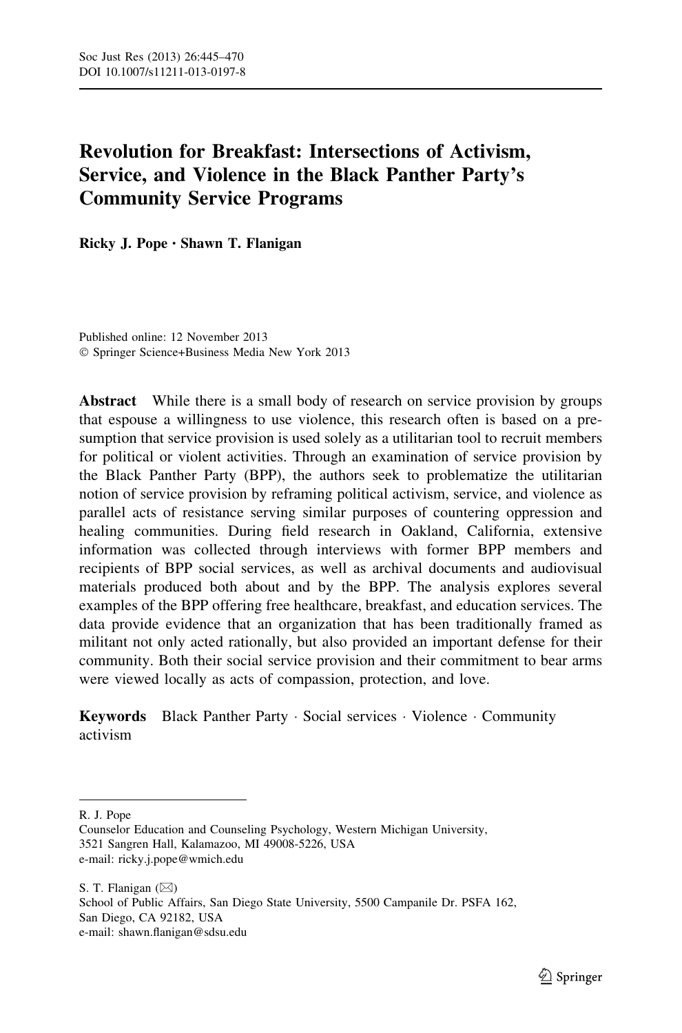# Revolution for Breakfast: Intersections of Activism, Service, and Violence in the Black Panther Party's Community Service Programs

**Ricky J. Pope · Shawn T. Flanigan**

Published online: 12 November 2013
© Springer Science+Business Media New York 2013

**Abstract** While there is a small body of research on service provision by groups that espouse a willingness to use violence, this research often is based on a presumption that service provision is used solely as a utilitarian tool to recruit members for political or violent activities. Through an examination of service provision by the Black Panther Party (BPP), the authors seek to problematize the utilitarian notion of service provision by reframing political activism, service, and violence as parallel acts of resistance serving similar purposes of countering oppression and healing communities. During field research in Oakland, California, extensive information was collected through interviews with former BPP members and recipients of BPP social services, as well as archival documents and audiovisual materials produced both about and by the BPP. The analysis explores several examples of the BPP offering free healthcare, breakfast, and education services. The data provide evidence that an organization that has been traditionally framed as militant not only acted rationally, but also provided an important defense for their community. Both their social service provision and their commitment to bear arms were viewed locally as acts of compassion, protection, and love.

**Keywords** Black Panther Party · Social services · Violence · Community activism

---

R. J. Pope
Counselor Education and Counseling Psychology, Western Michigan University,
3521 Sangren Hall, Kalamazoo, MI 49008-5226, USA
e-mail: ricky.j.pope@wmich.edu

S. T. Flanigan (✉)
School of Public Affairs, San Diego State University, 5500 Campanile Dr. PSFA 162,
San Diego, CA 92182, USA
e-mail: shawn.flanigan@sdsu.edu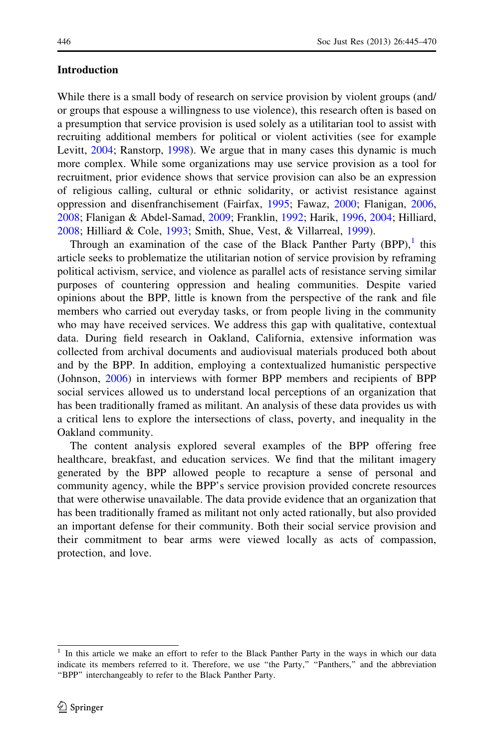## Introduction

While there is a small body of research on service provision by violent groups (and/or groups that espouse a willingness to use violence), this research often is based on a presumption that service provision is used solely as a utilitarian tool to assist with recruiting additional members for political or violent activities (see for example Levitt, 2004; Ranstorp, 1998). We argue that in many cases this dynamic is much more complex. While some organizations may use service provision as a tool for recruitment, prior evidence shows that service provision can also be an expression of religious calling, cultural or ethnic solidarity, or activist resistance against oppression and disenfranchisement (Fairfax, 1995; Fawaz, 2000; Flanigan, 2006, 2008; Flanigan & Abdel-Samad, 2009; Franklin, 1992; Harik, 1996, 2004; Hilliard, 2008; Hilliard & Cole, 1993; Smith, Shue, Vest, & Villarreal, 1999).

Through an examination of the case of the Black Panther Party (BPP),[1] this article seeks to problematize the utilitarian notion of service provision by reframing political activism, service, and violence as parallel acts of resistance serving similar purposes of countering oppression and healing communities. Despite varied opinions about the BPP, little is known from the perspective of the rank and file members who carried out everyday tasks, or from people living in the community who may have received services. We address this gap with qualitative, contextual data. During field research in Oakland, California, extensive information was collected from archival documents and audiovisual materials produced both about and by the BPP. In addition, employing a contextualized humanistic perspective (Johnson, 2006) in interviews with former BPP members and recipients of BPP social services allowed us to understand local perceptions of an organization that has been traditionally framed as militant. An analysis of these data provides us with a critical lens to explore the intersections of class, poverty, and inequality in the Oakland community.

The content analysis explored several examples of the BPP offering free healthcare, breakfast, and education services. We find that the militant imagery generated by the BPP allowed people to recapture a sense of personal and community agency, while the BPP's service provision provided concrete resources that were otherwise unavailable. The data provide evidence that an organization that has been traditionally framed as militant not only acted rationally, but also provided an important defense for their community. Both their social service provision and their commitment to bear arms were viewed locally as acts of compassion, protection, and love.

[1] In this article we make an effort to refer to the Black Panther Party in the ways in which our data indicate its members referred to it. Therefore, we use "the Party," "Panthers," and the abbreviation "BPP" interchangeably to refer to the Black Panther Party.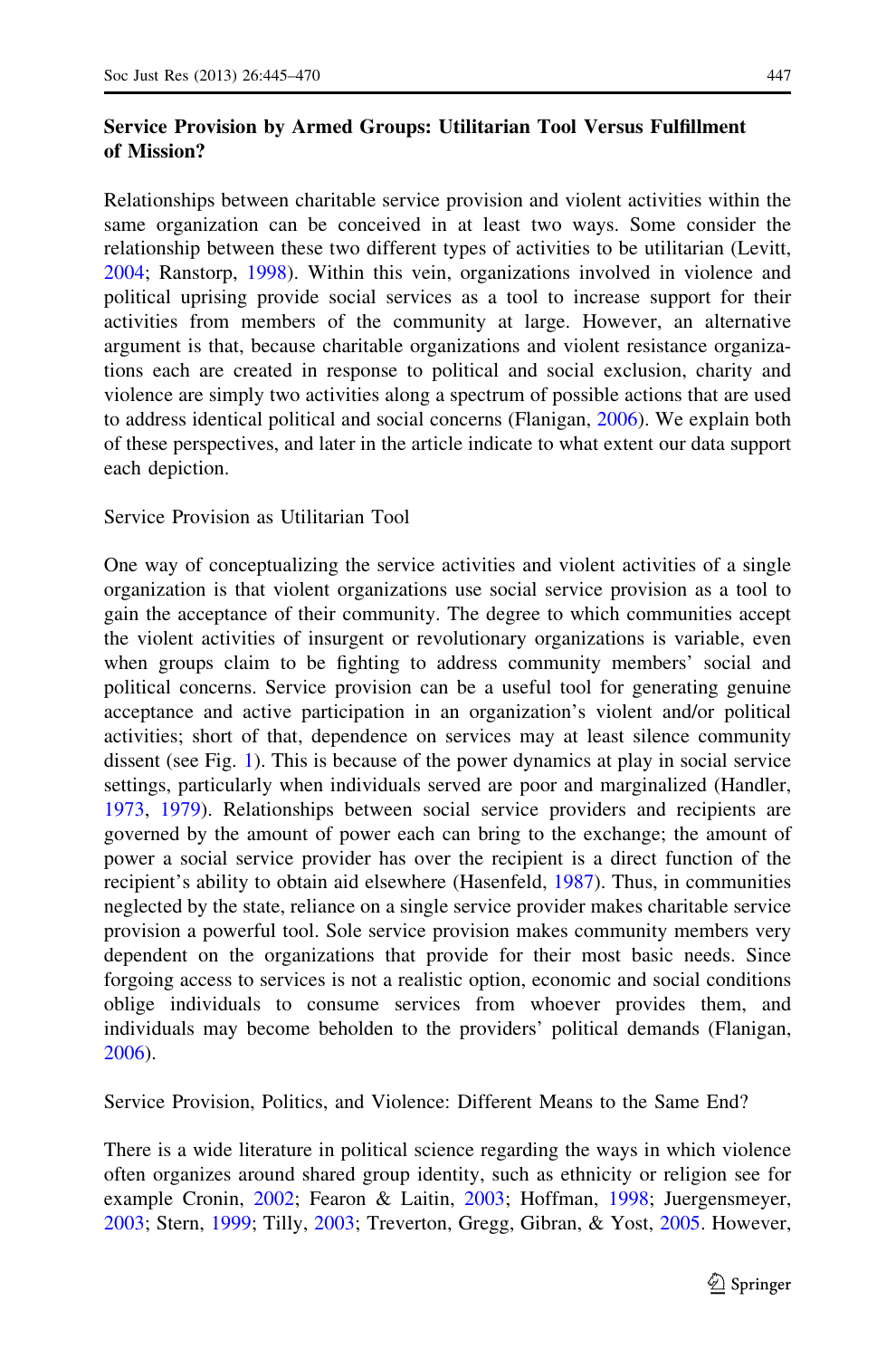## Service Provision by Armed Groups: Utilitarian Tool Versus Fulfillment of Mission?

Relationships between charitable service provision and violent activities within the same organization can be conceived in at least two ways. Some consider the relationship between these two different types of activities to be utilitarian (Levitt, 2004; Ranstorp, 1998). Within this vein, organizations involved in violence and political uprising provide social services as a tool to increase support for their activities from members of the community at large. However, an alternative argument is that, because charitable organizations and violent resistance organizations each are created in response to political and social exclusion, charity and violence are simply two activities along a spectrum of possible actions that are used to address identical political and social concerns (Flanigan, 2006). We explain both of these perspectives, and later in the article indicate to what extent our data support each depiction.

### Service Provision as Utilitarian Tool

One way of conceptualizing the service activities and violent activities of a single organization is that violent organizations use social service provision as a tool to gain the acceptance of their community. The degree to which communities accept the violent activities of insurgent or revolutionary organizations is variable, even when groups claim to be fighting to address community members' social and political concerns. Service provision can be a useful tool for generating genuine acceptance and active participation in an organization's violent and/or political activities; short of that, dependence on services may at least silence community dissent (see Fig. 1). This is because of the power dynamics at play in social service settings, particularly when individuals served are poor and marginalized (Handler, 1973, 1979). Relationships between social service providers and recipients are governed by the amount of power each can bring to the exchange; the amount of power a social service provider has over the recipient is a direct function of the recipient's ability to obtain aid elsewhere (Hasenfeld, 1987). Thus, in communities neglected by the state, reliance on a single service provider makes charitable service provision a powerful tool. Sole service provision makes community members very dependent on the organizations that provide for their most basic needs. Since forgoing access to services is not a realistic option, economic and social conditions oblige individuals to consume services from whoever provides them, and individuals may become beholden to the providers' political demands (Flanigan, 2006).

### Service Provision, Politics, and Violence: Different Means to the Same End?

There is a wide literature in political science regarding the ways in which violence often organizes around shared group identity, such as ethnicity or religion see for example Cronin, 2002; Fearon & Laitin, 2003; Hoffman, 1998; Juergensmeyer, 2003; Stern, 1999; Tilly, 2003; Treverton, Gregg, Gibran, & Yost, 2005. However,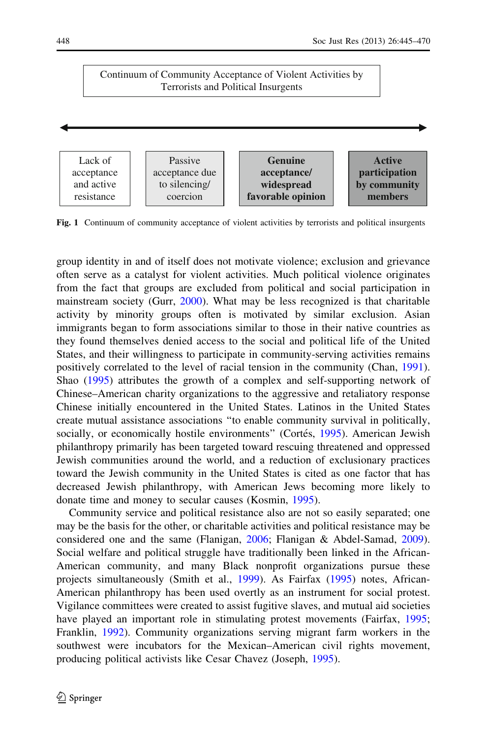Continuum of Community Acceptance of Violent Activities by Terrorists and Political Insurgents

| Lack of acceptance and active resistance | Passive acceptance due to silencing/ coercion | **Genuine acceptance/ widespread favorable opinion** | **Active participation by community members** |
|---|---|---|---|

**Fig. 1** Continuum of community acceptance of violent activities by terrorists and political insurgents

group identity in and of itself does not motivate violence; exclusion and grievance often serve as a catalyst for violent activities. Much political violence originates from the fact that groups are excluded from political and social participation in mainstream society (Gurr, 2000). What may be less recognized is that charitable activity by minority groups often is motivated by similar exclusion. Asian immigrants began to form associations similar to those in their native countries as they found themselves denied access to the social and political life of the United States, and their willingness to participate in community-serving activities remains positively correlated to the level of racial tension in the community (Chan, 1991). Shao (1995) attributes the growth of a complex and self-supporting network of Chinese–American charity organizations to the aggressive and retaliatory response Chinese initially encountered in the United States. Latinos in the United States create mutual assistance associations "to enable community survival in politically, socially, or economically hostile environments" (Cortés, 1995). American Jewish philanthropy primarily has been targeted toward rescuing threatened and oppressed Jewish communities around the world, and a reduction of exclusionary practices toward the Jewish community in the United States is cited as one factor that has decreased Jewish philanthropy, with American Jews becoming more likely to donate time and money to secular causes (Kosmin, 1995).

Community service and political resistance also are not so easily separated; one may be the basis for the other, or charitable activities and political resistance may be considered one and the same (Flanigan, 2006; Flanigan & Abdel-Samad, 2009). Social welfare and political struggle have traditionally been linked in the African-American community, and many Black nonprofit organizations pursue these projects simultaneously (Smith et al., 1999). As Fairfax (1995) notes, African-American philanthropy has been used overtly as an instrument for social protest. Vigilance committees were created to assist fugitive slaves, and mutual aid societies have played an important role in stimulating protest movements (Fairfax, 1995; Franklin, 1992). Community organizations serving migrant farm workers in the southwest were incubators for the Mexican–American civil rights movement, producing political activists like Cesar Chavez (Joseph, 1995).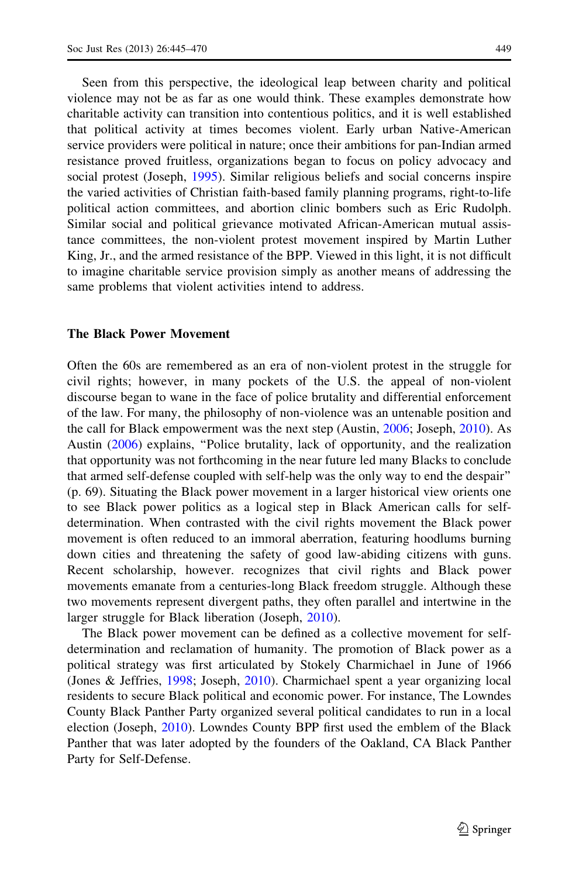Seen from this perspective, the ideological leap between charity and political violence may not be as far as one would think. These examples demonstrate how charitable activity can transition into contentious politics, and it is well established that political activity at times becomes violent. Early urban Native-American service providers were political in nature; once their ambitions for pan-Indian armed resistance proved fruitless, organizations began to focus on policy advocacy and social protest (Joseph, 1995). Similar religious beliefs and social concerns inspire the varied activities of Christian faith-based family planning programs, right-to-life political action committees, and abortion clinic bombers such as Eric Rudolph. Similar social and political grievance motivated African-American mutual assistance committees, the non-violent protest movement inspired by Martin Luther King, Jr., and the armed resistance of the BPP. Viewed in this light, it is not difficult to imagine charitable service provision simply as another means of addressing the same problems that violent activities intend to address.

### The Black Power Movement

Often the 60s are remembered as an era of non-violent protest in the struggle for civil rights; however, in many pockets of the U.S. the appeal of non-violent discourse began to wane in the face of police brutality and differential enforcement of the law. For many, the philosophy of non-violence was an untenable position and the call for Black empowerment was the next step (Austin, 2006; Joseph, 2010). As Austin (2006) explains, "Police brutality, lack of opportunity, and the realization that opportunity was not forthcoming in the near future led many Blacks to conclude that armed self-defense coupled with self-help was the only way to end the despair" (p. 69). Situating the Black power movement in a larger historical view orients one to see Black power politics as a logical step in Black American calls for self-determination. When contrasted with the civil rights movement the Black power movement is often reduced to an immoral aberration, featuring hoodlums burning down cities and threatening the safety of good law-abiding citizens with guns. Recent scholarship, however. recognizes that civil rights and Black power movements emanate from a centuries-long Black freedom struggle. Although these two movements represent divergent paths, they often parallel and intertwine in the larger struggle for Black liberation (Joseph, 2010).

The Black power movement can be defined as a collective movement for self-determination and reclamation of humanity. The promotion of Black power as a political strategy was first articulated by Stokely Charmichael in June of 1966 (Jones & Jeffries, 1998; Joseph, 2010). Charmichael spent a year organizing local residents to secure Black political and economic power. For instance, The Lowndes County Black Panther Party organized several political candidates to run in a local election (Joseph, 2010). Lowndes County BPP first used the emblem of the Black Panther that was later adopted by the founders of the Oakland, CA Black Panther Party for Self-Defense.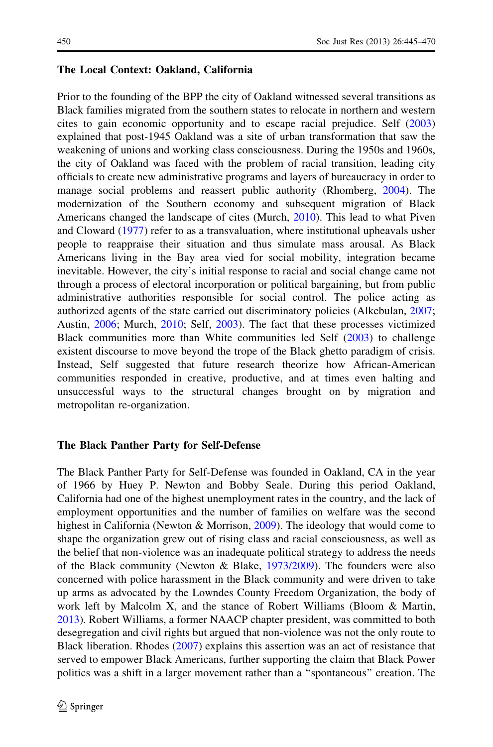### The Local Context: Oakland, California

Prior to the founding of the BPP the city of Oakland witnessed several transitions as Black families migrated from the southern states to relocate in northern and western cites to gain economic opportunity and to escape racial prejudice. Self (2003) explained that post-1945 Oakland was a site of urban transformation that saw the weakening of unions and working class consciousness. During the 1950s and 1960s, the city of Oakland was faced with the problem of racial transition, leading city officials to create new administrative programs and layers of bureaucracy in order to manage social problems and reassert public authority (Rhomberg, 2004). The modernization of the Southern economy and subsequent migration of Black Americans changed the landscape of cites (Murch, 2010). This lead to what Piven and Cloward (1977) refer to as a transvaluation, where institutional upheavals usher people to reappraise their situation and thus simulate mass arousal. As Black Americans living in the Bay area vied for social mobility, integration became inevitable. However, the city's initial response to racial and social change came not through a process of electoral incorporation or political bargaining, but from public administrative authorities responsible for social control. The police acting as authorized agents of the state carried out discriminatory policies (Alkebulan, 2007; Austin, 2006; Murch, 2010; Self, 2003). The fact that these processes victimized Black communities more than White communities led Self (2003) to challenge existent discourse to move beyond the trope of the Black ghetto paradigm of crisis. Instead, Self suggested that future research theorize how African-American communities responded in creative, productive, and at times even halting and unsuccessful ways to the structural changes brought on by migration and metropolitan re-organization.

### The Black Panther Party for Self-Defense

The Black Panther Party for Self-Defense was founded in Oakland, CA in the year of 1966 by Huey P. Newton and Bobby Seale. During this period Oakland, California had one of the highest unemployment rates in the country, and the lack of employment opportunities and the number of families on welfare was the second highest in California (Newton & Morrison, 2009). The ideology that would come to shape the organization grew out of rising class and racial consciousness, as well as the belief that non-violence was an inadequate political strategy to address the needs of the Black community (Newton & Blake, 1973/2009). The founders were also concerned with police harassment in the Black community and were driven to take up arms as advocated by the Lowndes County Freedom Organization, the body of work left by Malcolm X, and the stance of Robert Williams (Bloom & Martin, 2013). Robert Williams, a former NAACP chapter president, was committed to both desegregation and civil rights but argued that non-violence was not the only route to Black liberation. Rhodes (2007) explains this assertion was an act of resistance that served to empower Black Americans, further supporting the claim that Black Power politics was a shift in a larger movement rather than a "spontaneous" creation. The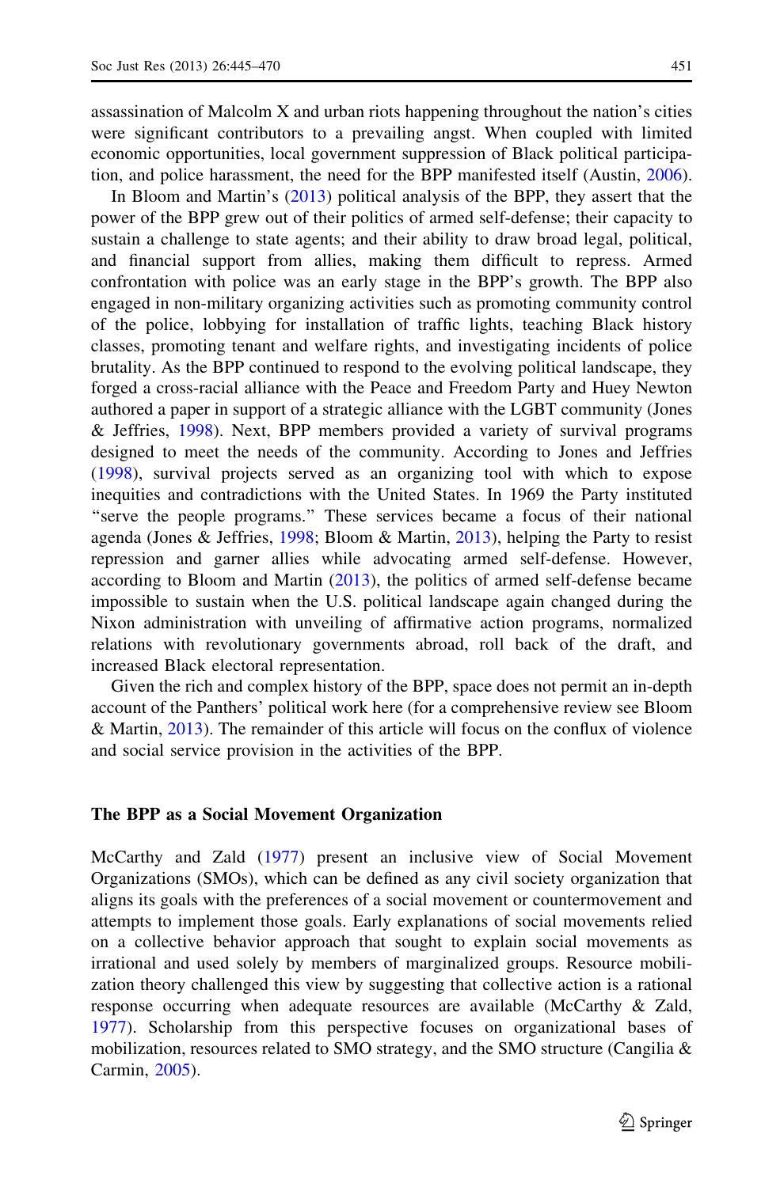assassination of Malcolm X and urban riots happening throughout the nation's cities were significant contributors to a prevailing angst. When coupled with limited economic opportunities, local government suppression of Black political participation, and police harassment, the need for the BPP manifested itself (Austin, 2006).

In Bloom and Martin's (2013) political analysis of the BPP, they assert that the power of the BPP grew out of their politics of armed self-defense; their capacity to sustain a challenge to state agents; and their ability to draw broad legal, political, and financial support from allies, making them difficult to repress. Armed confrontation with police was an early stage in the BPP's growth. The BPP also engaged in non-military organizing activities such as promoting community control of the police, lobbying for installation of traffic lights, teaching Black history classes, promoting tenant and welfare rights, and investigating incidents of police brutality. As the BPP continued to respond to the evolving political landscape, they forged a cross-racial alliance with the Peace and Freedom Party and Huey Newton authored a paper in support of a strategic alliance with the LGBT community (Jones & Jeffries, 1998). Next, BPP members provided a variety of survival programs designed to meet the needs of the community. According to Jones and Jeffries (1998), survival projects served as an organizing tool with which to expose inequities and contradictions with the United States. In 1969 the Party instituted "serve the people programs." These services became a focus of their national agenda (Jones & Jeffries, 1998; Bloom & Martin, 2013), helping the Party to resist repression and garner allies while advocating armed self-defense. However, according to Bloom and Martin (2013), the politics of armed self-defense became impossible to sustain when the U.S. political landscape again changed during the Nixon administration with unveiling of affirmative action programs, normalized relations with revolutionary governments abroad, roll back of the draft, and increased Black electoral representation.

Given the rich and complex history of the BPP, space does not permit an in-depth account of the Panthers' political work here (for a comprehensive review see Bloom & Martin, 2013). The remainder of this article will focus on the conflux of violence and social service provision in the activities of the BPP.

## The BPP as a Social Movement Organization

McCarthy and Zald (1977) present an inclusive view of Social Movement Organizations (SMOs), which can be defined as any civil society organization that aligns its goals with the preferences of a social movement or countermovement and attempts to implement those goals. Early explanations of social movements relied on a collective behavior approach that sought to explain social movements as irrational and used solely by members of marginalized groups. Resource mobilization theory challenged this view by suggesting that collective action is a rational response occurring when adequate resources are available (McCarthy & Zald, 1977). Scholarship from this perspective focuses on organizational bases of mobilization, resources related to SMO strategy, and the SMO structure (Cangilia & Carmin, 2005).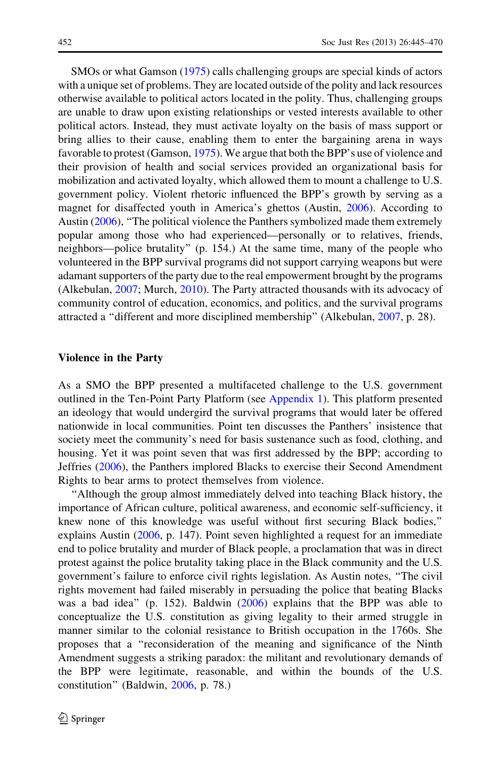SMOs or what Gamson (1975) calls challenging groups are special kinds of actors with a unique set of problems. They are located outside of the polity and lack resources otherwise available to political actors located in the polity. Thus, challenging groups are unable to draw upon existing relationships or vested interests available to other political actors. Instead, they must activate loyalty on the basis of mass support or bring allies to their cause, enabling them to enter the bargaining arena in ways favorable to protest (Gamson, 1975). We argue that both the BPP's use of violence and their provision of health and social services provided an organizational basis for mobilization and activated loyalty, which allowed them to mount a challenge to U.S. government policy. Violent rhetoric influenced the BPP's growth by serving as a magnet for disaffected youth in America's ghettos (Austin, 2006). According to Austin (2006), "The political violence the Panthers symbolized made them extremely popular among those who had experienced—personally or to relatives, friends, neighbors—police brutality" (p. 154.) At the same time, many of the people who volunteered in the BPP survival programs did not support carrying weapons but were adamant supporters of the party due to the real empowerment brought by the programs (Alkebulan, 2007; Murch, 2010). The Party attracted thousands with its advocacy of community control of education, economics, and politics, and the survival programs attracted a "different and more disciplined membership" (Alkebulan, 2007, p. 28).

### Violence in the Party

As a SMO the BPP presented a multifaceted challenge to the U.S. government outlined in the Ten-Point Party Platform (see Appendix 1). This platform presented an ideology that would undergird the survival programs that would later be offered nationwide in local communities. Point ten discusses the Panthers' insistence that society meet the community's need for basis sustenance such as food, clothing, and housing. Yet it was point seven that was first addressed by the BPP; according to Jeffries (2006), the Panthers implored Blacks to exercise their Second Amendment Rights to bear arms to protect themselves from violence.

"Although the group almost immediately delved into teaching Black history, the importance of African culture, political awareness, and economic self-sufficiency, it knew none of this knowledge was useful without first securing Black bodies," explains Austin (2006, p. 147). Point seven highlighted a request for an immediate end to police brutality and murder of Black people, a proclamation that was in direct protest against the police brutality taking place in the Black community and the U.S. government's failure to enforce civil rights legislation. As Austin notes, "The civil rights movement had failed miserably in persuading the police that beating Blacks was a bad idea" (p. 152). Baldwin (2006) explains that the BPP was able to conceptualize the U.S. constitution as giving legality to their armed struggle in manner similar to the colonial resistance to British occupation in the 1760s. She proposes that a "reconsideration of the meaning and significance of the Ninth Amendment suggests a striking paradox: the militant and revolutionary demands of the BPP were legitimate, reasonable, and within the bounds of the U.S. constitution" (Baldwin, 2006, p. 78.)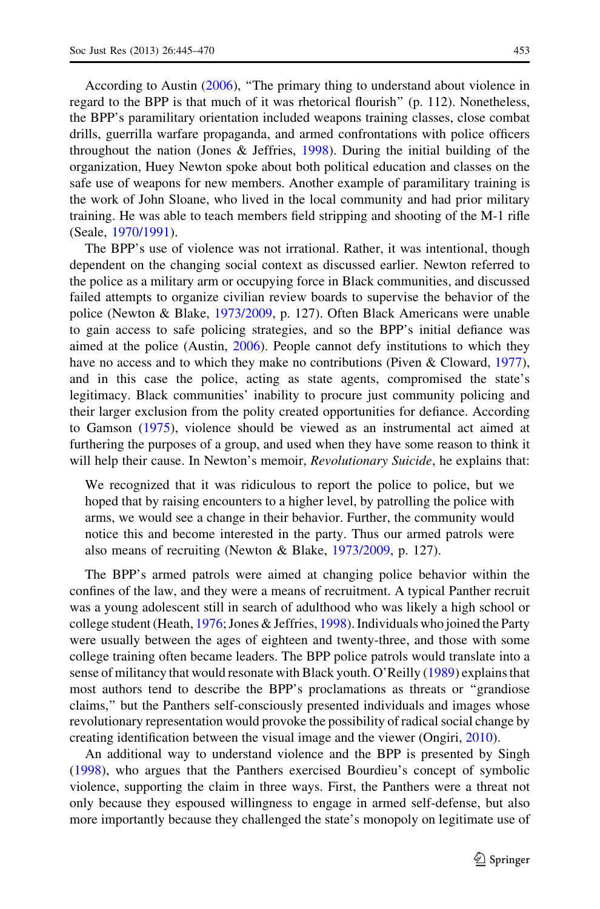According to Austin (2006), "The primary thing to understand about violence in regard to the BPP is that much of it was rhetorical flourish" (p. 112). Nonetheless, the BPP's paramilitary orientation included weapons training classes, close combat drills, guerrilla warfare propaganda, and armed confrontations with police officers throughout the nation (Jones & Jeffries, 1998). During the initial building of the organization, Huey Newton spoke about both political education and classes on the safe use of weapons for new members. Another example of paramilitary training is the work of John Sloane, who lived in the local community and had prior military training. He was able to teach members field stripping and shooting of the M-1 rifle (Seale, 1970/1991).

The BPP's use of violence was not irrational. Rather, it was intentional, though dependent on the changing social context as discussed earlier. Newton referred to the police as a military arm or occupying force in Black communities, and discussed failed attempts to organize civilian review boards to supervise the behavior of the police (Newton & Blake, 1973/2009, p. 127). Often Black Americans were unable to gain access to safe policing strategies, and so the BPP's initial defiance was aimed at the police (Austin, 2006). People cannot defy institutions to which they have no access and to which they make no contributions (Piven & Cloward, 1977), and in this case the police, acting as state agents, compromised the state's legitimacy. Black communities' inability to procure just community policing and their larger exclusion from the polity created opportunities for defiance. According to Gamson (1975), violence should be viewed as an instrumental act aimed at furthering the purposes of a group, and used when they have some reason to think it will help their cause. In Newton's memoir, *Revolutionary Suicide*, he explains that:

> We recognized that it was ridiculous to report the police to police, but we hoped that by raising encounters to a higher level, by patrolling the police with arms, we would see a change in their behavior. Further, the community would notice this and become interested in the party. Thus our armed patrols were also means of recruiting (Newton & Blake, 1973/2009, p. 127).

The BPP's armed patrols were aimed at changing police behavior within the confines of the law, and they were a means of recruitment. A typical Panther recruit was a young adolescent still in search of adulthood who was likely a high school or college student (Heath, 1976; Jones & Jeffries, 1998). Individuals who joined the Party were usually between the ages of eighteen and twenty-three, and those with some college training often became leaders. The BPP police patrols would translate into a sense of militancy that would resonate with Black youth. O'Reilly (1989) explains that most authors tend to describe the BPP's proclamations as threats or "grandiose claims," but the Panthers self-consciously presented individuals and images whose revolutionary representation would provoke the possibility of radical social change by creating identification between the visual image and the viewer (Ongiri, 2010).

An additional way to understand violence and the BPP is presented by Singh (1998), who argues that the Panthers exercised Bourdieu's concept of symbolic violence, supporting the claim in three ways. First, the Panthers were a threat not only because they espoused willingness to engage in armed self-defense, but also more importantly because they challenged the state's monopoly on legitimate use of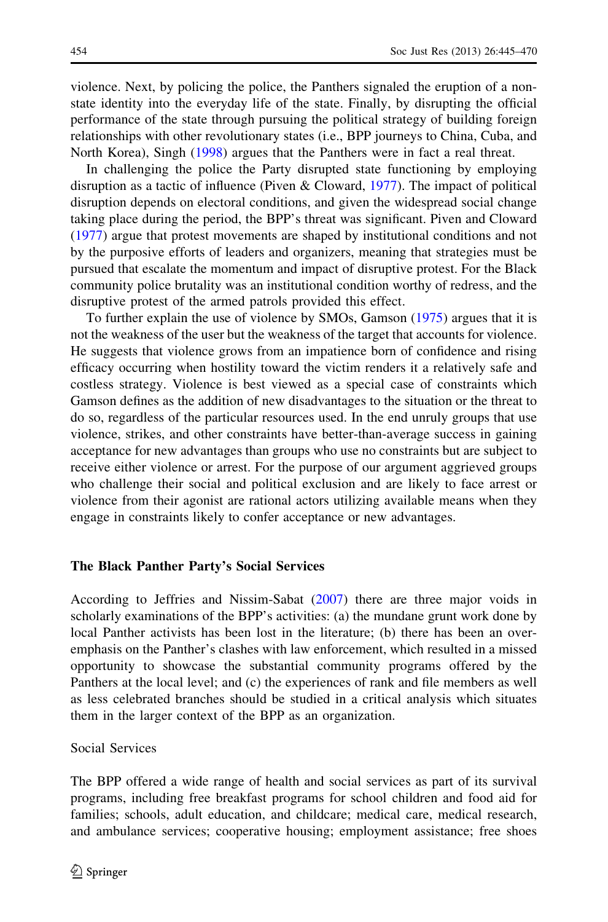violence. Next, by policing the police, the Panthers signaled the eruption of a non-state identity into the everyday life of the state. Finally, by disrupting the official performance of the state through pursuing the political strategy of building foreign relationships with other revolutionary states (i.e., BPP journeys to China, Cuba, and North Korea), Singh (1998) argues that the Panthers were in fact a real threat.

In challenging the police the Party disrupted state functioning by employing disruption as a tactic of influence (Piven & Cloward, 1977). The impact of political disruption depends on electoral conditions, and given the widespread social change taking place during the period, the BPP's threat was significant. Piven and Cloward (1977) argue that protest movements are shaped by institutional conditions and not by the purposive efforts of leaders and organizers, meaning that strategies must be pursued that escalate the momentum and impact of disruptive protest. For the Black community police brutality was an institutional condition worthy of redress, and the disruptive protest of the armed patrols provided this effect.

To further explain the use of violence by SMOs, Gamson (1975) argues that it is not the weakness of the user but the weakness of the target that accounts for violence. He suggests that violence grows from an impatience born of confidence and rising efficacy occurring when hostility toward the victim renders it a relatively safe and costless strategy. Violence is best viewed as a special case of constraints which Gamson defines as the addition of new disadvantages to the situation or the threat to do so, regardless of the particular resources used. In the end unruly groups that use violence, strikes, and other constraints have better-than-average success in gaining acceptance for new advantages than groups who use no constraints but are subject to receive either violence or arrest. For the purpose of our argument aggrieved groups who challenge their social and political exclusion and are likely to face arrest or violence from their agonist are rational actors utilizing available means when they engage in constraints likely to confer acceptance or new advantages.

## The Black Panther Party's Social Services

According to Jeffries and Nissim-Sabat (2007) there are three major voids in scholarly examinations of the BPP's activities: (a) the mundane grunt work done by local Panther activists has been lost in the literature; (b) there has been an over-emphasis on the Panther's clashes with law enforcement, which resulted in a missed opportunity to showcase the substantial community programs offered by the Panthers at the local level; and (c) the experiences of rank and file members as well as less celebrated branches should be studied in a critical analysis which situates them in the larger context of the BPP as an organization.

### Social Services

The BPP offered a wide range of health and social services as part of its survival programs, including free breakfast programs for school children and food aid for families; schools, adult education, and childcare; medical care, medical research, and ambulance services; cooperative housing; employment assistance; free shoes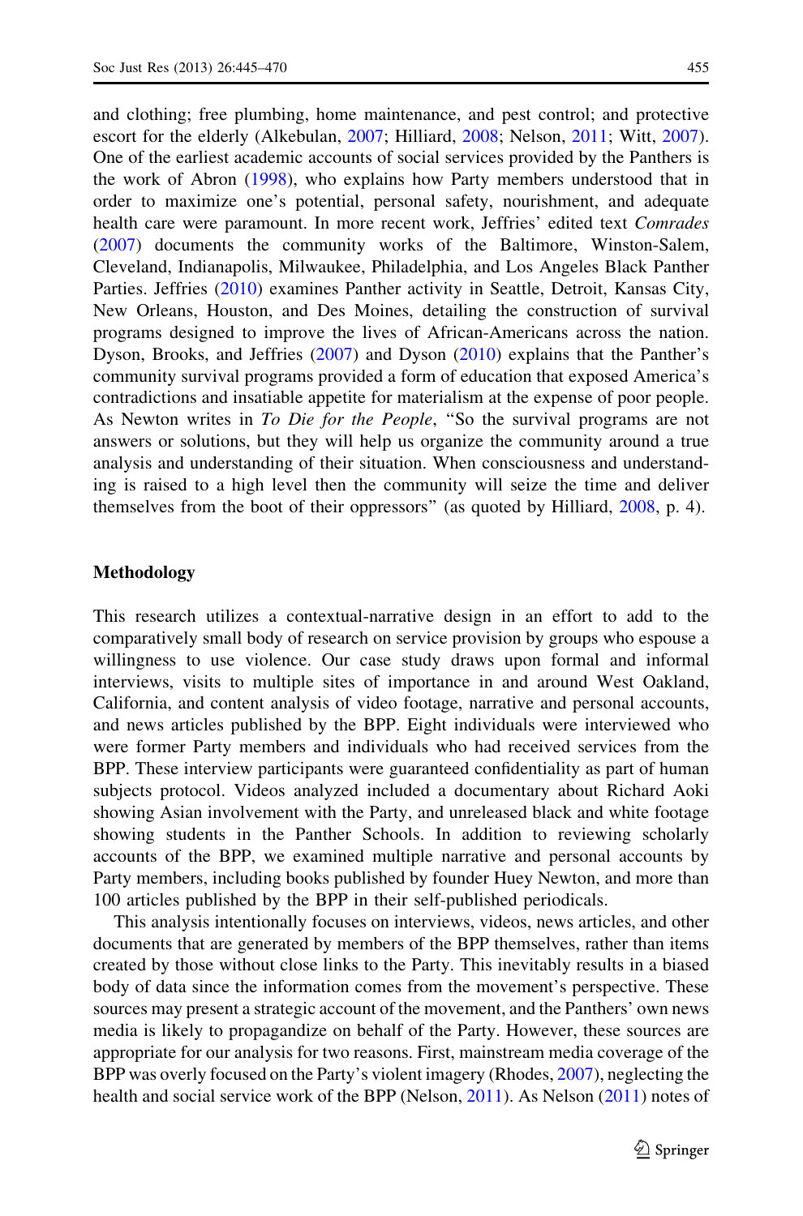and clothing; free plumbing, home maintenance, and pest control; and protective escort for the elderly (Alkebulan, 2007; Hilliard, 2008; Nelson, 2011; Witt, 2007). One of the earliest academic accounts of social services provided by the Panthers is the work of Abron (1998), who explains how Party members understood that in order to maximize one's potential, personal safety, nourishment, and adequate health care were paramount. In more recent work, Jeffries' edited text *Comrades* (2007) documents the community works of the Baltimore, Winston-Salem, Cleveland, Indianapolis, Milwaukee, Philadelphia, and Los Angeles Black Panther Parties. Jeffries (2010) examines Panther activity in Seattle, Detroit, Kansas City, New Orleans, Houston, and Des Moines, detailing the construction of survival programs designed to improve the lives of African-Americans across the nation. Dyson, Brooks, and Jeffries (2007) and Dyson (2010) explains that the Panther's community survival programs provided a form of education that exposed America's contradictions and insatiable appetite for materialism at the expense of poor people. As Newton writes in *To Die for the People*, "So the survival programs are not answers or solutions, but they will help us organize the community around a true analysis and understanding of their situation. When consciousness and understanding is raised to a high level then the community will seize the time and deliver themselves from the boot of their oppressors" (as quoted by Hilliard, 2008, p. 4).

## Methodology

This research utilizes a contextual-narrative design in an effort to add to the comparatively small body of research on service provision by groups who espouse a willingness to use violence. Our case study draws upon formal and informal interviews, visits to multiple sites of importance in and around West Oakland, California, and content analysis of video footage, narrative and personal accounts, and news articles published by the BPP. Eight individuals were interviewed who were former Party members and individuals who had received services from the BPP. These interview participants were guaranteed confidentiality as part of human subjects protocol. Videos analyzed included a documentary about Richard Aoki showing Asian involvement with the Party, and unreleased black and white footage showing students in the Panther Schools. In addition to reviewing scholarly accounts of the BPP, we examined multiple narrative and personal accounts by Party members, including books published by founder Huey Newton, and more than 100 articles published by the BPP in their self-published periodicals.

This analysis intentionally focuses on interviews, videos, news articles, and other documents that are generated by members of the BPP themselves, rather than items created by those without close links to the Party. This inevitably results in a biased body of data since the information comes from the movement's perspective. These sources may present a strategic account of the movement, and the Panthers' own news media is likely to propagandize on behalf of the Party. However, these sources are appropriate for our analysis for two reasons. First, mainstream media coverage of the BPP was overly focused on the Party's violent imagery (Rhodes, 2007), neglecting the health and social service work of the BPP (Nelson, 2011). As Nelson (2011) notes of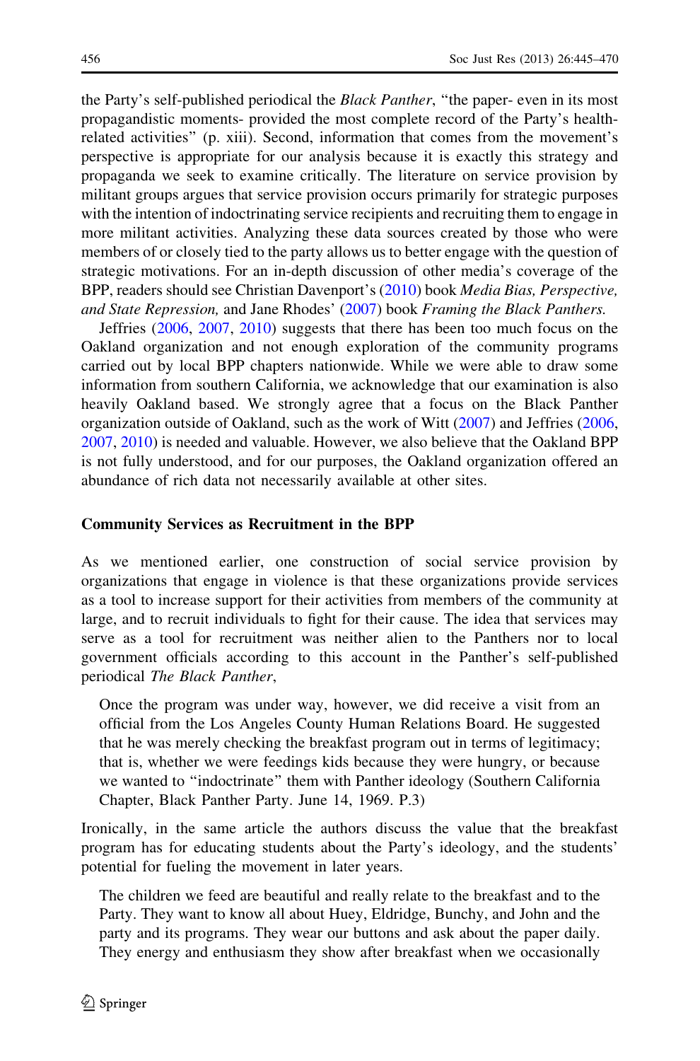the Party's self-published periodical the *Black Panther*, "the paper- even in its most propagandistic moments- provided the most complete record of the Party's health-related activities" (p. xiii). Second, information that comes from the movement's perspective is appropriate for our analysis because it is exactly this strategy and propaganda we seek to examine critically. The literature on service provision by militant groups argues that service provision occurs primarily for strategic purposes with the intention of indoctrinating service recipients and recruiting them to engage in more militant activities. Analyzing these data sources created by those who were members of or closely tied to the party allows us to better engage with the question of strategic motivations. For an in-depth discussion of other media's coverage of the BPP, readers should see Christian Davenport's (2010) book *Media Bias, Perspective, and State Repression,* and Jane Rhodes' (2007) book *Framing the Black Panthers.*

Jeffries (2006, 2007, 2010) suggests that there has been too much focus on the Oakland organization and not enough exploration of the community programs carried out by local BPP chapters nationwide. While we were able to draw some information from southern California, we acknowledge that our examination is also heavily Oakland based. We strongly agree that a focus on the Black Panther organization outside of Oakland, such as the work of Witt (2007) and Jeffries (2006, 2007, 2010) is needed and valuable. However, we also believe that the Oakland BPP is not fully understood, and for our purposes, the Oakland organization offered an abundance of rich data not necessarily available at other sites.

## Community Services as Recruitment in the BPP

As we mentioned earlier, one construction of social service provision by organizations that engage in violence is that these organizations provide services as a tool to increase support for their activities from members of the community at large, and to recruit individuals to fight for their cause. The idea that services may serve as a tool for recruitment was neither alien to the Panthers nor to local government officials according to this account in the Panther's self-published periodical *The Black Panther*,

> Once the program was under way, however, we did receive a visit from an official from the Los Angeles County Human Relations Board. He suggested that he was merely checking the breakfast program out in terms of legitimacy; that is, whether we were feedings kids because they were hungry, or because we wanted to "indoctrinate" them with Panther ideology (Southern California Chapter, Black Panther Party. June 14, 1969. P.3)

Ironically, in the same article the authors discuss the value that the breakfast program has for educating students about the Party's ideology, and the students' potential for fueling the movement in later years.

> The children we feed are beautiful and really relate to the breakfast and to the Party. They want to know all about Huey, Eldridge, Bunchy, and John and the party and its programs. They wear our buttons and ask about the paper daily. They energy and enthusiasm they show after breakfast when we occasionally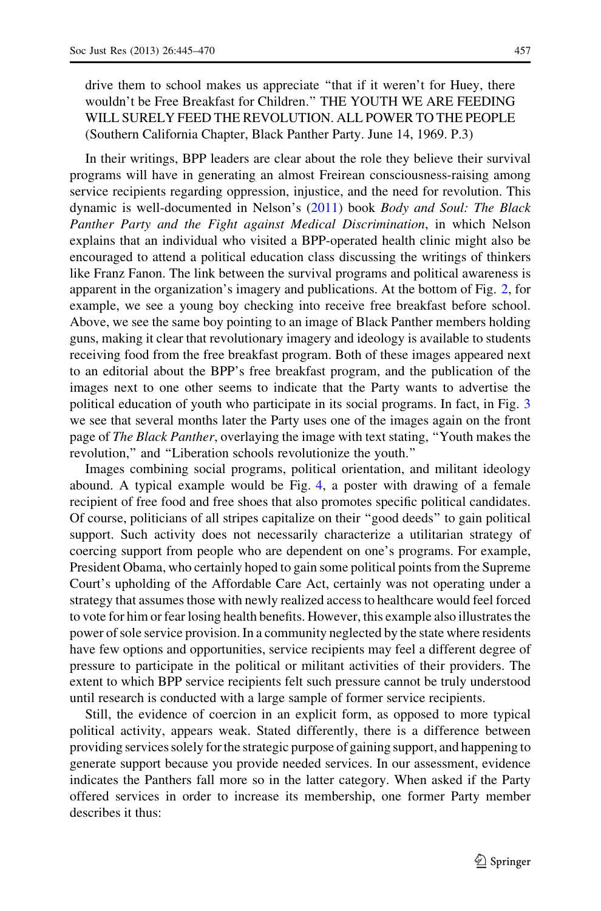> drive them to school makes us appreciate "that if it weren't for Huey, there wouldn't be Free Breakfast for Children." THE YOUTH WE ARE FEEDING WILL SURELY FEED THE REVOLUTION. ALL POWER TO THE PEOPLE (Southern California Chapter, Black Panther Party. June 14, 1969. P.3)

In their writings, BPP leaders are clear about the role they believe their survival programs will have in generating an almost Freirean consciousness-raising among service recipients regarding oppression, injustice, and the need for revolution. This dynamic is well-documented in Nelson's (2011) book *Body and Soul: The Black Panther Party and the Fight against Medical Discrimination*, in which Nelson explains that an individual who visited a BPP-operated health clinic might also be encouraged to attend a political education class discussing the writings of thinkers like Franz Fanon. The link between the survival programs and political awareness is apparent in the organization's imagery and publications. At the bottom of Fig. 2, for example, we see a young boy checking into receive free breakfast before school. Above, we see the same boy pointing to an image of Black Panther members holding guns, making it clear that revolutionary imagery and ideology is available to students receiving food from the free breakfast program. Both of these images appeared next to an editorial about the BPP's free breakfast program, and the publication of the images next to one other seems to indicate that the Party wants to advertise the political education of youth who participate in its social programs. In fact, in Fig. 3 we see that several months later the Party uses one of the images again on the front page of *The Black Panther*, overlaying the image with text stating, "Youth makes the revolution," and "Liberation schools revolutionize the youth."

Images combining social programs, political orientation, and militant ideology abound. A typical example would be Fig. 4, a poster with drawing of a female recipient of free food and free shoes that also promotes specific political candidates. Of course, politicians of all stripes capitalize on their "good deeds" to gain political support. Such activity does not necessarily characterize a utilitarian strategy of coercing support from people who are dependent on one's programs. For example, President Obama, who certainly hoped to gain some political points from the Supreme Court's upholding of the Affordable Care Act, certainly was not operating under a strategy that assumes those with newly realized access to healthcare would feel forced to vote for him or fear losing health benefits. However, this example also illustrates the power of sole service provision. In a community neglected by the state where residents have few options and opportunities, service recipients may feel a different degree of pressure to participate in the political or militant activities of their providers. The extent to which BPP service recipients felt such pressure cannot be truly understood until research is conducted with a large sample of former service recipients.

Still, the evidence of coercion in an explicit form, as opposed to more typical political activity, appears weak. Stated differently, there is a difference between providing services solely for the strategic purpose of gaining support, and happening to generate support because you provide needed services. In our assessment, evidence indicates the Panthers fall more so in the latter category. When asked if the Party offered services in order to increase its membership, one former Party member describes it thus: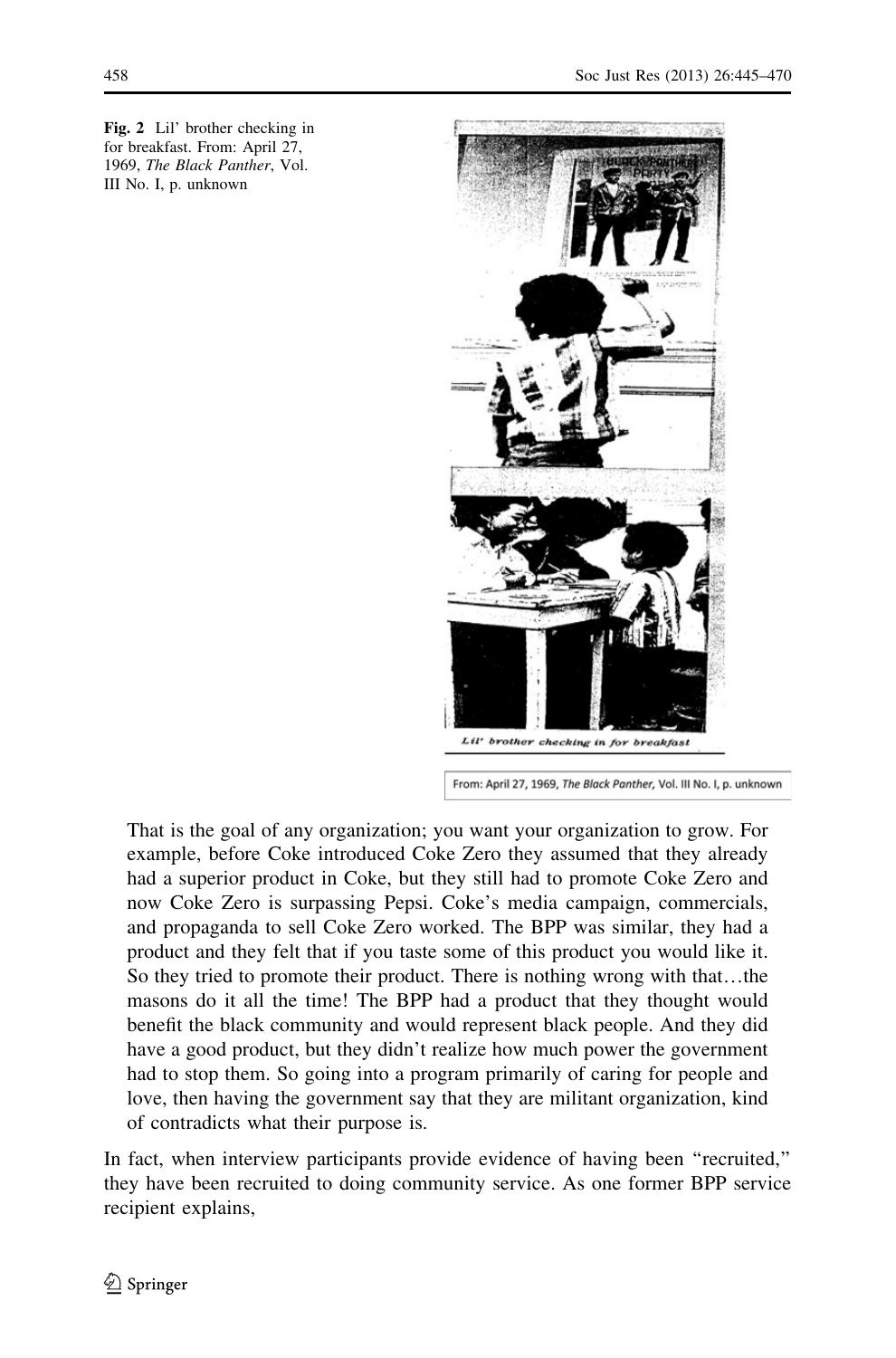**Fig. 2** Lil' brother checking in for breakfast. From: April 27, 1969, *The Black Panther*, Vol. III No. I, p. unknown

> That is the goal of any organization; you want your organization to grow. For example, before Coke introduced Coke Zero they assumed that they already had a superior product in Coke, but they still had to promote Coke Zero and now Coke Zero is surpassing Pepsi. Coke's media campaign, commercials, and propaganda to sell Coke Zero worked. The BPP was similar, they had a product and they felt that if you taste some of this product you would like it. So they tried to promote their product. There is nothing wrong with that…the masons do it all the time! The BPP had a product that they thought would benefit the black community and would represent black people. And they did have a good product, but they didn't realize how much power the government had to stop them. So going into a program primarily of caring for people and love, then having the government say that they are militant organization, kind of contradicts what their purpose is.

In fact, when interview participants provide evidence of having been "recruited," they have been recruited to doing community service. As one former BPP service recipient explains,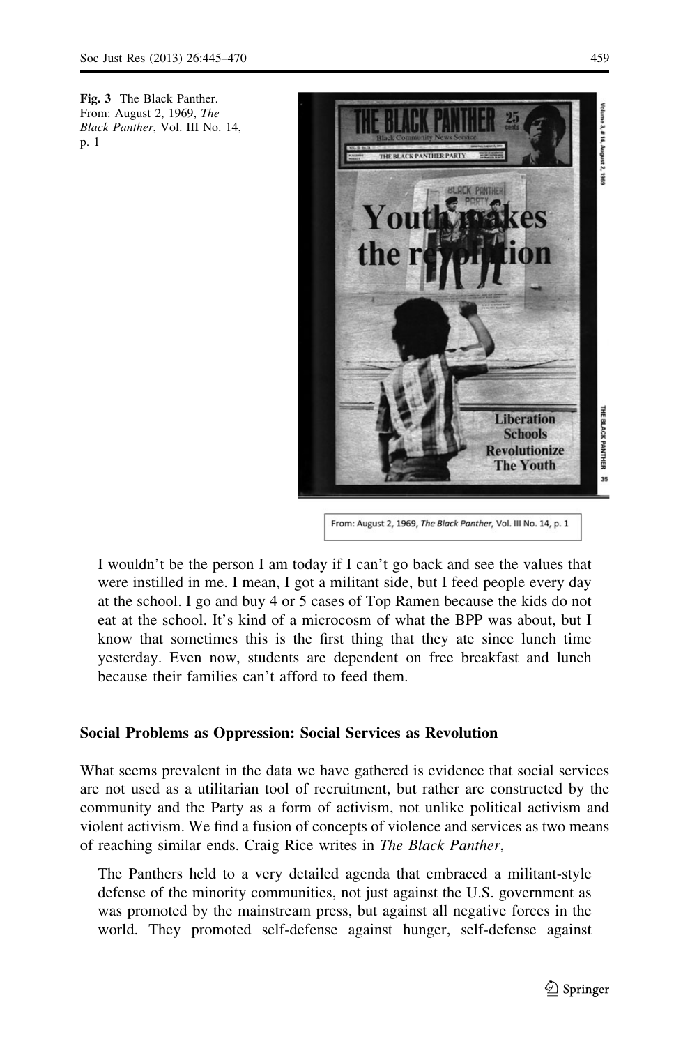Fig. 3 The Black Panther. From: August 2, 1969, *The Black Panther*, Vol. III No. 14, p. 1

From: August 2, 1969, *The Black Panther*, Vol. III No. 14, p. 1

> I wouldn't be the person I am today if I can't go back and see the values that were instilled in me. I mean, I got a militant side, but I feed people every day at the school. I go and buy 4 or 5 cases of Top Ramen because the kids do not eat at the school. It's kind of a microcosm of what the BPP was about, but I know that sometimes this is the first thing that they ate since lunch time yesterday. Even now, students are dependent on free breakfast and lunch because their families can't afford to feed them.

### Social Problems as Oppression: Social Services as Revolution

What seems prevalent in the data we have gathered is evidence that social services are not used as a utilitarian tool of recruitment, but rather are constructed by the community and the Party as a form of activism, not unlike political activism and violent activism. We find a fusion of concepts of violence and services as two means of reaching similar ends. Craig Rice writes in *The Black Panther*,

> The Panthers held to a very detailed agenda that embraced a militant-style defense of the minority communities, not just against the U.S. government as was promoted by the mainstream press, but against all negative forces in the world. They promoted self-defense against hunger, self-defense against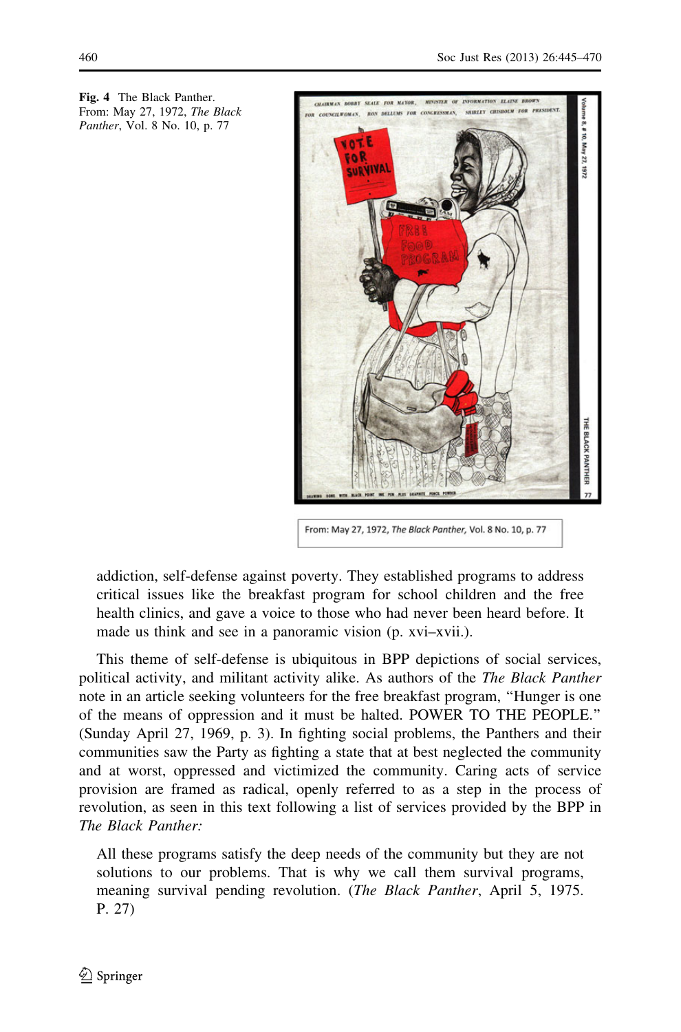Fig. 4 The Black Panther. From: May 27, 1972, *The Black Panther*, Vol. 8 No. 10, p. 77

From: May 27, 1972, *The Black Panther*, Vol. 8 No. 10, p. 77

> addiction, self-defense against poverty. They established programs to address critical issues like the breakfast program for school children and the free health clinics, and gave a voice to those who had never been heard before. It made us think and see in a panoramic vision (p. xvi–xvii.).

This theme of self-defense is ubiquitous in BPP depictions of social services, political activity, and militant activity alike. As authors of the *The Black Panther* note in an article seeking volunteers for the free breakfast program, "Hunger is one of the means of oppression and it must be halted. POWER TO THE PEOPLE." (Sunday April 27, 1969, p. 3). In fighting social problems, the Panthers and their communities saw the Party as fighting a state that at best neglected the community and at worst, oppressed and victimized the community. Caring acts of service provision are framed as radical, openly referred to as a step in the process of revolution, as seen in this text following a list of services provided by the BPP in *The Black Panther:*

> All these programs satisfy the deep needs of the community but they are not solutions to our problems. That is why we call them survival programs, meaning survival pending revolution. (*The Black Panther*, April 5, 1975. P. 27)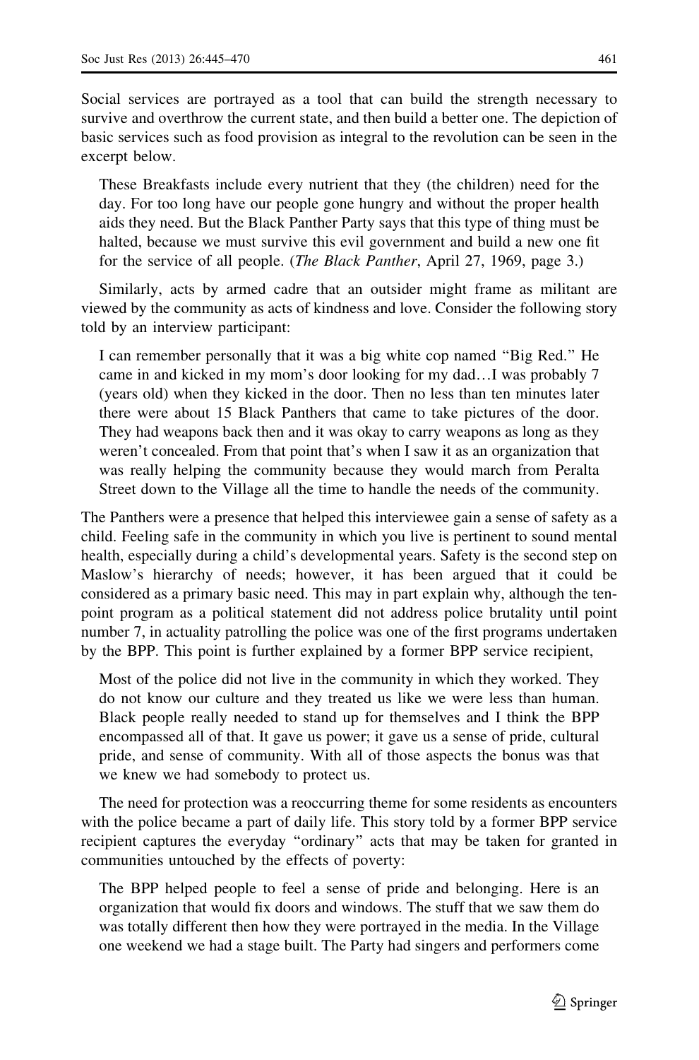Social services are portrayed as a tool that can build the strength necessary to survive and overthrow the current state, and then build a better one. The depiction of basic services such as food provision as integral to the revolution can be seen in the excerpt below.

> These Breakfasts include every nutrient that they (the children) need for the day. For too long have our people gone hungry and without the proper health aids they need. But the Black Panther Party says that this type of thing must be halted, because we must survive this evil government and build a new one fit for the service of all people. (*The Black Panther*, April 27, 1969, page 3.)

Similarly, acts by armed cadre that an outsider might frame as militant are viewed by the community as acts of kindness and love. Consider the following story told by an interview participant:

> I can remember personally that it was a big white cop named "Big Red." He came in and kicked in my mom's door looking for my dad…I was probably 7 (years old) when they kicked in the door. Then no less than ten minutes later there were about 15 Black Panthers that came to take pictures of the door. They had weapons back then and it was okay to carry weapons as long as they weren't concealed. From that point that's when I saw it as an organization that was really helping the community because they would march from Peralta Street down to the Village all the time to handle the needs of the community.

The Panthers were a presence that helped this interviewee gain a sense of safety as a child. Feeling safe in the community in which you live is pertinent to sound mental health, especially during a child's developmental years. Safety is the second step on Maslow's hierarchy of needs; however, it has been argued that it could be considered as a primary basic need. This may in part explain why, although the ten-point program as a political statement did not address police brutality until point number 7, in actuality patrolling the police was one of the first programs undertaken by the BPP. This point is further explained by a former BPP service recipient,

> Most of the police did not live in the community in which they worked. They do not know our culture and they treated us like we were less than human. Black people really needed to stand up for themselves and I think the BPP encompassed all of that. It gave us power; it gave us a sense of pride, cultural pride, and sense of community. With all of those aspects the bonus was that we knew we had somebody to protect us.

The need for protection was a reoccurring theme for some residents as encounters with the police became a part of daily life. This story told by a former BPP service recipient captures the everyday "ordinary" acts that may be taken for granted in communities untouched by the effects of poverty:

> The BPP helped people to feel a sense of pride and belonging. Here is an organization that would fix doors and windows. The stuff that we saw them do was totally different then how they were portrayed in the media. In the Village one weekend we had a stage built. The Party had singers and performers come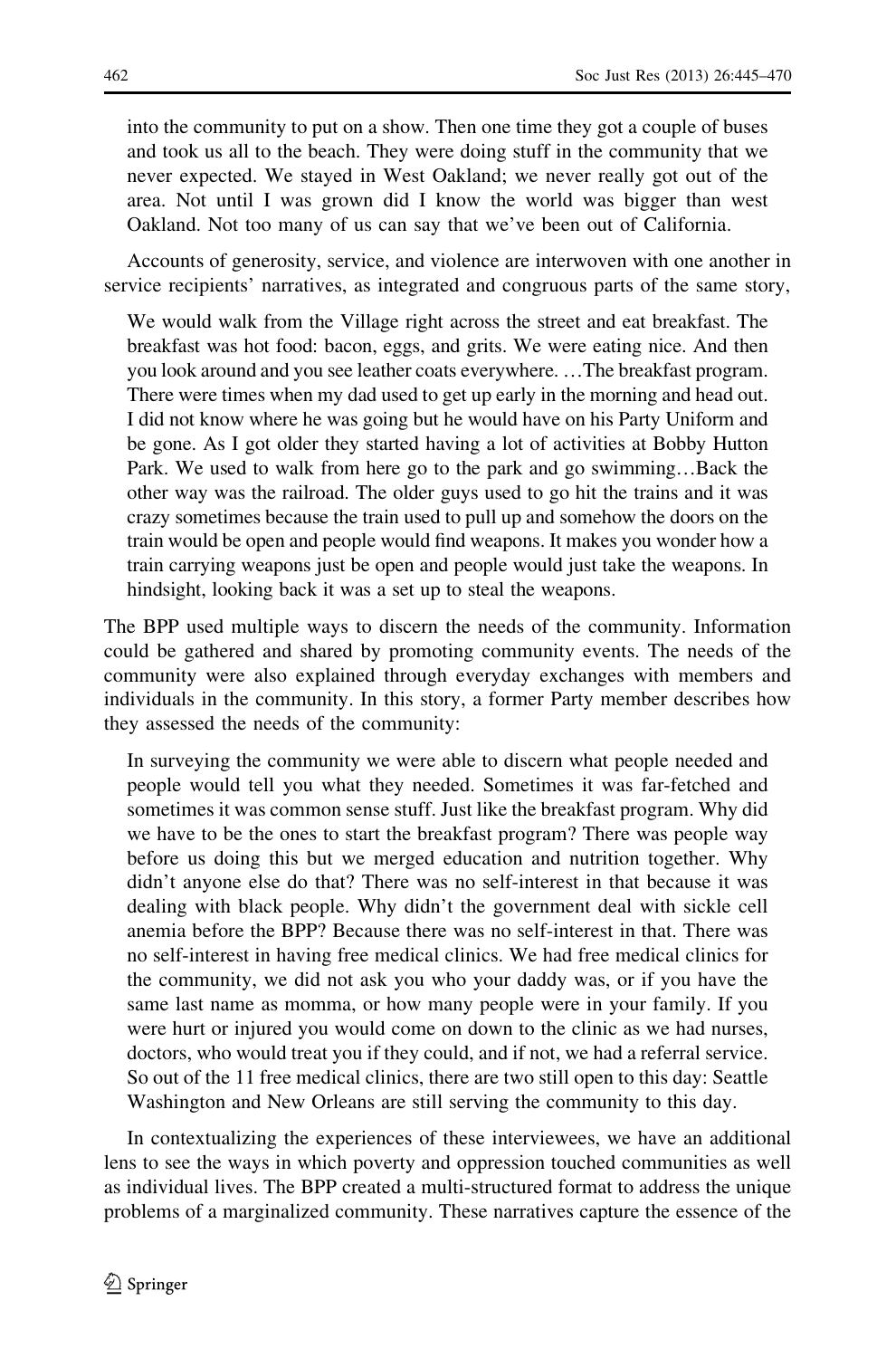into the community to put on a show. Then one time they got a couple of buses and took us all to the beach. They were doing stuff in the community that we never expected. We stayed in West Oakland; we never really got out of the area. Not until I was grown did I know the world was bigger than west Oakland. Not too many of us can say that we've been out of California.

Accounts of generosity, service, and violence are interwoven with one another in service recipients' narratives, as integrated and congruous parts of the same story,

> We would walk from the Village right across the street and eat breakfast. The breakfast was hot food: bacon, eggs, and grits. We were eating nice. And then you look around and you see leather coats everywhere. …The breakfast program. There were times when my dad used to get up early in the morning and head out. I did not know where he was going but he would have on his Party Uniform and be gone. As I got older they started having a lot of activities at Bobby Hutton Park. We used to walk from here go to the park and go swimming…Back the other way was the railroad. The older guys used to go hit the trains and it was crazy sometimes because the train used to pull up and somehow the doors on the train would be open and people would find weapons. It makes you wonder how a train carrying weapons just be open and people would just take the weapons. In hindsight, looking back it was a set up to steal the weapons.

The BPP used multiple ways to discern the needs of the community. Information could be gathered and shared by promoting community events. The needs of the community were also explained through everyday exchanges with members and individuals in the community. In this story, a former Party member describes how they assessed the needs of the community:

> In surveying the community we were able to discern what people needed and people would tell you what they needed. Sometimes it was far-fetched and sometimes it was common sense stuff. Just like the breakfast program. Why did we have to be the ones to start the breakfast program? There was people way before us doing this but we merged education and nutrition together. Why didn't anyone else do that? There was no self-interest in that because it was dealing with black people. Why didn't the government deal with sickle cell anemia before the BPP? Because there was no self-interest in that. There was no self-interest in having free medical clinics. We had free medical clinics for the community, we did not ask you who your daddy was, or if you have the same last name as momma, or how many people were in your family. If you were hurt or injured you would come on down to the clinic as we had nurses, doctors, who would treat you if they could, and if not, we had a referral service. So out of the 11 free medical clinics, there are two still open to this day: Seattle Washington and New Orleans are still serving the community to this day.

In contextualizing the experiences of these interviewees, we have an additional lens to see the ways in which poverty and oppression touched communities as well as individual lives. The BPP created a multi-structured format to address the unique problems of a marginalized community. These narratives capture the essence of the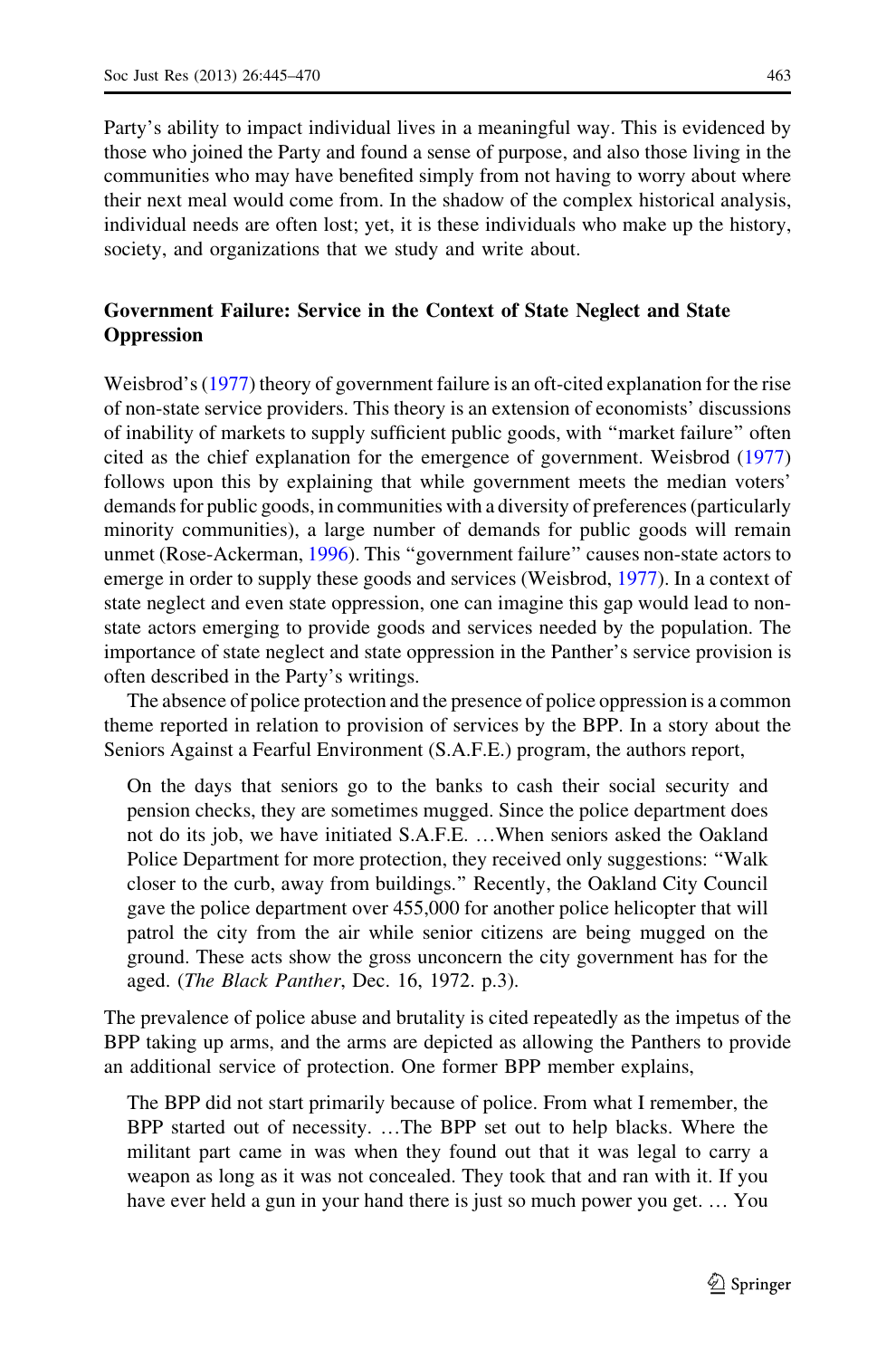Party's ability to impact individual lives in a meaningful way. This is evidenced by those who joined the Party and found a sense of purpose, and also those living in the communities who may have benefited simply from not having to worry about where their next meal would come from. In the shadow of the complex historical analysis, individual needs are often lost; yet, it is these individuals who make up the history, society, and organizations that we study and write about.

## Government Failure: Service in the Context of State Neglect and State Oppression

Weisbrod's (1977) theory of government failure is an oft-cited explanation for the rise of non-state service providers. This theory is an extension of economists' discussions of inability of markets to supply sufficient public goods, with "market failure" often cited as the chief explanation for the emergence of government. Weisbrod (1977) follows upon this by explaining that while government meets the median voters' demands for public goods, in communities with a diversity of preferences (particularly minority communities), a large number of demands for public goods will remain unmet (Rose-Ackerman, 1996). This "government failure" causes non-state actors to emerge in order to supply these goods and services (Weisbrod, 1977). In a context of state neglect and even state oppression, one can imagine this gap would lead to non-state actors emerging to provide goods and services needed by the population. The importance of state neglect and state oppression in the Panther's service provision is often described in the Party's writings.

The absence of police protection and the presence of police oppression is a common theme reported in relation to provision of services by the BPP. In a story about the Seniors Against a Fearful Environment (S.A.F.E.) program, the authors report,

> On the days that seniors go to the banks to cash their social security and pension checks, they are sometimes mugged. Since the police department does not do its job, we have initiated S.A.F.E. …When seniors asked the Oakland Police Department for more protection, they received only suggestions: "Walk closer to the curb, away from buildings." Recently, the Oakland City Council gave the police department over 455,000 for another police helicopter that will patrol the city from the air while senior citizens are being mugged on the ground. These acts show the gross unconcern the city government has for the aged. (*The Black Panther*, Dec. 16, 1972. p.3).

The prevalence of police abuse and brutality is cited repeatedly as the impetus of the BPP taking up arms, and the arms are depicted as allowing the Panthers to provide an additional service of protection. One former BPP member explains,

> The BPP did not start primarily because of police. From what I remember, the BPP started out of necessity. …The BPP set out to help blacks. Where the militant part came in was when they found out that it was legal to carry a weapon as long as it was not concealed. They took that and ran with it. If you have ever held a gun in your hand there is just so much power you get. … You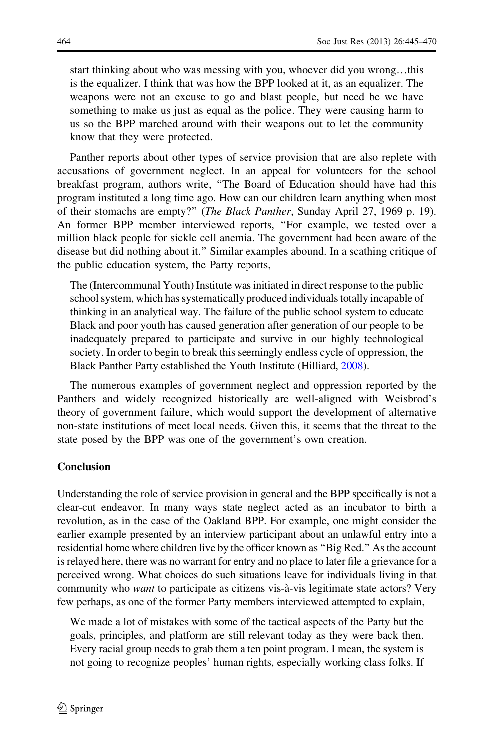> start thinking about who was messing with you, whoever did you wrong…this is the equalizer. I think that was how the BPP looked at it, as an equalizer. The weapons were not an excuse to go and blast people, but need be we have something to make us just as equal as the police. They were causing harm to us so the BPP marched around with their weapons out to let the community know that they were protected.

Panther reports about other types of service provision that are also replete with accusations of government neglect. In an appeal for volunteers for the school breakfast program, authors write, "The Board of Education should have had this program instituted a long time ago. How can our children learn anything when most of their stomachs are empty?" (*The Black Panther*, Sunday April 27, 1969 p. 19). An former BPP member interviewed reports, "For example, we tested over a million black people for sickle cell anemia. The government had been aware of the disease but did nothing about it." Similar examples abound. In a scathing critique of the public education system, the Party reports,

> The (Intercommunal Youth) Institute was initiated in direct response to the public school system, which has systematically produced individuals totally incapable of thinking in an analytical way. The failure of the public school system to educate Black and poor youth has caused generation after generation of our people to be inadequately prepared to participate and survive in our highly technological society. In order to begin to break this seemingly endless cycle of oppression, the Black Panther Party established the Youth Institute (Hilliard, 2008).

The numerous examples of government neglect and oppression reported by the Panthers and widely recognized historically are well-aligned with Weisbrod's theory of government failure, which would support the development of alternative non-state institutions of meet local needs. Given this, it seems that the threat to the state posed by the BPP was one of the government's own creation.

## Conclusion

Understanding the role of service provision in general and the BPP specifically is not a clear-cut endeavor. In many ways state neglect acted as an incubator to birth a revolution, as in the case of the Oakland BPP. For example, one might consider the earlier example presented by an interview participant about an unlawful entry into a residential home where children live by the officer known as "Big Red." As the account is relayed here, there was no warrant for entry and no place to later file a grievance for a perceived wrong. What choices do such situations leave for individuals living in that community who *want* to participate as citizens vis-à-vis legitimate state actors? Very few perhaps, as one of the former Party members interviewed attempted to explain,

> We made a lot of mistakes with some of the tactical aspects of the Party but the goals, principles, and platform are still relevant today as they were back then. Every racial group needs to grab them a ten point program. I mean, the system is not going to recognize peoples' human rights, especially working class folks. If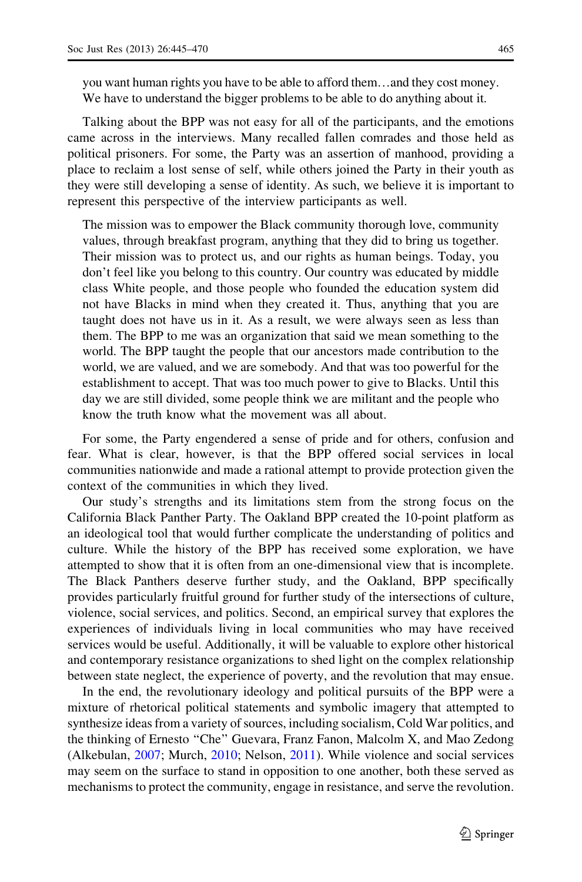> you want human rights you have to be able to afford them…and they cost money. We have to understand the bigger problems to be able to do anything about it.

Talking about the BPP was not easy for all of the participants, and the emotions came across in the interviews. Many recalled fallen comrades and those held as political prisoners. For some, the Party was an assertion of manhood, providing a place to reclaim a lost sense of self, while others joined the Party in their youth as they were still developing a sense of identity. As such, we believe it is important to represent this perspective of the interview participants as well.

> The mission was to empower the Black community thorough love, community values, through breakfast program, anything that they did to bring us together. Their mission was to protect us, and our rights as human beings. Today, you don't feel like you belong to this country. Our country was educated by middle class White people, and those people who founded the education system did not have Blacks in mind when they created it. Thus, anything that you are taught does not have us in it. As a result, we were always seen as less than them. The BPP to me was an organization that said we mean something to the world. The BPP taught the people that our ancestors made contribution to the world, we are valued, and we are somebody. And that was too powerful for the establishment to accept. That was too much power to give to Blacks. Until this day we are still divided, some people think we are militant and the people who know the truth know what the movement was all about.

For some, the Party engendered a sense of pride and for others, confusion and fear. What is clear, however, is that the BPP offered social services in local communities nationwide and made a rational attempt to provide protection given the context of the communities in which they lived.

Our study's strengths and its limitations stem from the strong focus on the California Black Panther Party. The Oakland BPP created the 10-point platform as an ideological tool that would further complicate the understanding of politics and culture. While the history of the BPP has received some exploration, we have attempted to show that it is often from an one-dimensional view that is incomplete. The Black Panthers deserve further study, and the Oakland, BPP specifically provides particularly fruitful ground for further study of the intersections of culture, violence, social services, and politics. Second, an empirical survey that explores the experiences of individuals living in local communities who may have received services would be useful. Additionally, it will be valuable to explore other historical and contemporary resistance organizations to shed light on the complex relationship between state neglect, the experience of poverty, and the revolution that may ensue.

In the end, the revolutionary ideology and political pursuits of the BPP were a mixture of rhetorical political statements and symbolic imagery that attempted to synthesize ideas from a variety of sources, including socialism, Cold War politics, and the thinking of Ernesto "Che" Guevara, Franz Fanon, Malcolm X, and Mao Zedong (Alkebulan, 2007; Murch, 2010; Nelson, 2011). While violence and social services may seem on the surface to stand in opposition to one another, both these served as mechanisms to protect the community, engage in resistance, and serve the revolution.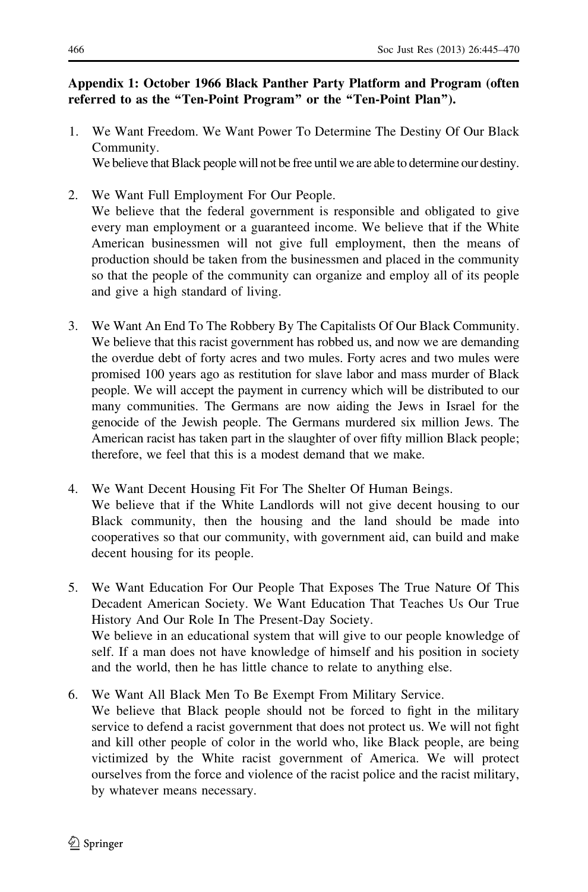**Appendix 1: October 1966 Black Panther Party Platform and Program (often referred to as the "Ten-Point Program" or the "Ten-Point Plan").**

1. We Want Freedom. We Want Power To Determine The Destiny Of Our Black Community.
   We believe that Black people will not be free until we are able to determine our destiny.

2. We Want Full Employment For Our People.
   We believe that the federal government is responsible and obligated to give every man employment or a guaranteed income. We believe that if the White American businessmen will not give full employment, then the means of production should be taken from the businessmen and placed in the community so that the people of the community can organize and employ all of its people and give a high standard of living.

3. We Want An End To The Robbery By The Capitalists Of Our Black Community.
   We believe that this racist government has robbed us, and now we are demanding the overdue debt of forty acres and two mules. Forty acres and two mules were promised 100 years ago as restitution for slave labor and mass murder of Black people. We will accept the payment in currency which will be distributed to our many communities. The Germans are now aiding the Jews in Israel for the genocide of the Jewish people. The Germans murdered six million Jews. The American racist has taken part in the slaughter of over fifty million Black people; therefore, we feel that this is a modest demand that we make.

4. We Want Decent Housing Fit For The Shelter Of Human Beings.
   We believe that if the White Landlords will not give decent housing to our Black community, then the housing and the land should be made into cooperatives so that our community, with government aid, can build and make decent housing for its people.

5. We Want Education For Our People That Exposes The True Nature Of This Decadent American Society. We Want Education That Teaches Us Our True History And Our Role In The Present-Day Society.
   We believe in an educational system that will give to our people knowledge of self. If a man does not have knowledge of himself and his position in society and the world, then he has little chance to relate to anything else.

6. We Want All Black Men To Be Exempt From Military Service.
   We believe that Black people should not be forced to fight in the military service to defend a racist government that does not protect us. We will not fight and kill other people of color in the world who, like Black people, are being victimized by the White racist government of America. We will protect ourselves from the force and violence of the racist police and the racist military, by whatever means necessary.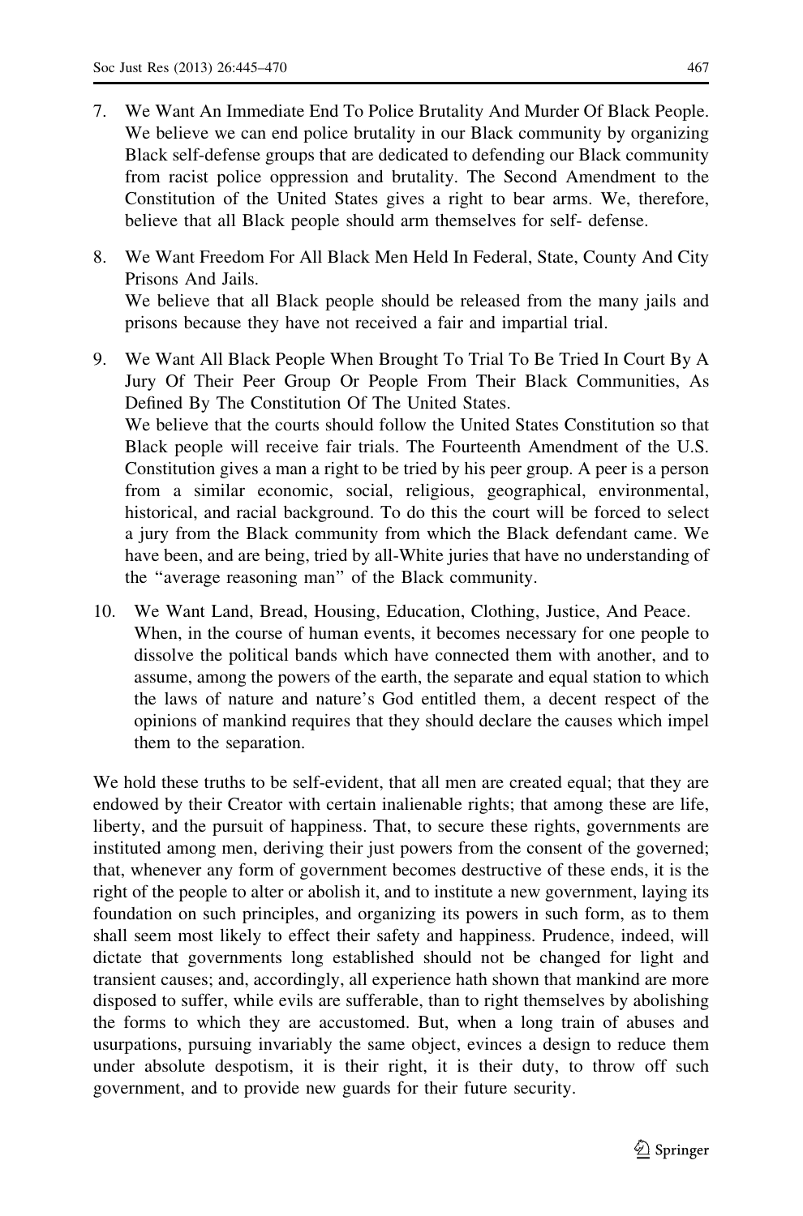7. We Want An Immediate End To Police Brutality And Murder Of Black People.
   We believe we can end police brutality in our Black community by organizing Black self-defense groups that are dedicated to defending our Black community from racist police oppression and brutality. The Second Amendment to the Constitution of the United States gives a right to bear arms. We, therefore, believe that all Black people should arm themselves for self- defense.

8. We Want Freedom For All Black Men Held In Federal, State, County And City Prisons And Jails.
   We believe that all Black people should be released from the many jails and prisons because they have not received a fair and impartial trial.

9. We Want All Black People When Brought To Trial To Be Tried In Court By A Jury Of Their Peer Group Or People From Their Black Communities, As Defined By The Constitution Of The United States.
   We believe that the courts should follow the United States Constitution so that Black people will receive fair trials. The Fourteenth Amendment of the U.S. Constitution gives a man a right to be tried by his peer group. A peer is a person from a similar economic, social, religious, geographical, environmental, historical, and racial background. To do this the court will be forced to select a jury from the Black community from which the Black defendant came. We have been, and are being, tried by all-White juries that have no understanding of the "average reasoning man" of the Black community.

10. We Want Land, Bread, Housing, Education, Clothing, Justice, And Peace.
    When, in the course of human events, it becomes necessary for one people to dissolve the political bands which have connected them with another, and to assume, among the powers of the earth, the separate and equal station to which the laws of nature and nature's God entitled them, a decent respect of the opinions of mankind requires that they should declare the causes which impel them to the separation.

We hold these truths to be self-evident, that all men are created equal; that they are endowed by their Creator with certain inalienable rights; that among these are life, liberty, and the pursuit of happiness. That, to secure these rights, governments are instituted among men, deriving their just powers from the consent of the governed; that, whenever any form of government becomes destructive of these ends, it is the right of the people to alter or abolish it, and to institute a new government, laying its foundation on such principles, and organizing its powers in such form, as to them shall seem most likely to effect their safety and happiness. Prudence, indeed, will dictate that governments long established should not be changed for light and transient causes; and, accordingly, all experience hath shown that mankind are more disposed to suffer, while evils are sufferable, than to right themselves by abolishing the forms to which they are accustomed. But, when a long train of abuses and usurpations, pursuing invariably the same object, evinces a design to reduce them under absolute despotism, it is their right, it is their duty, to throw off such government, and to provide new guards for their future security.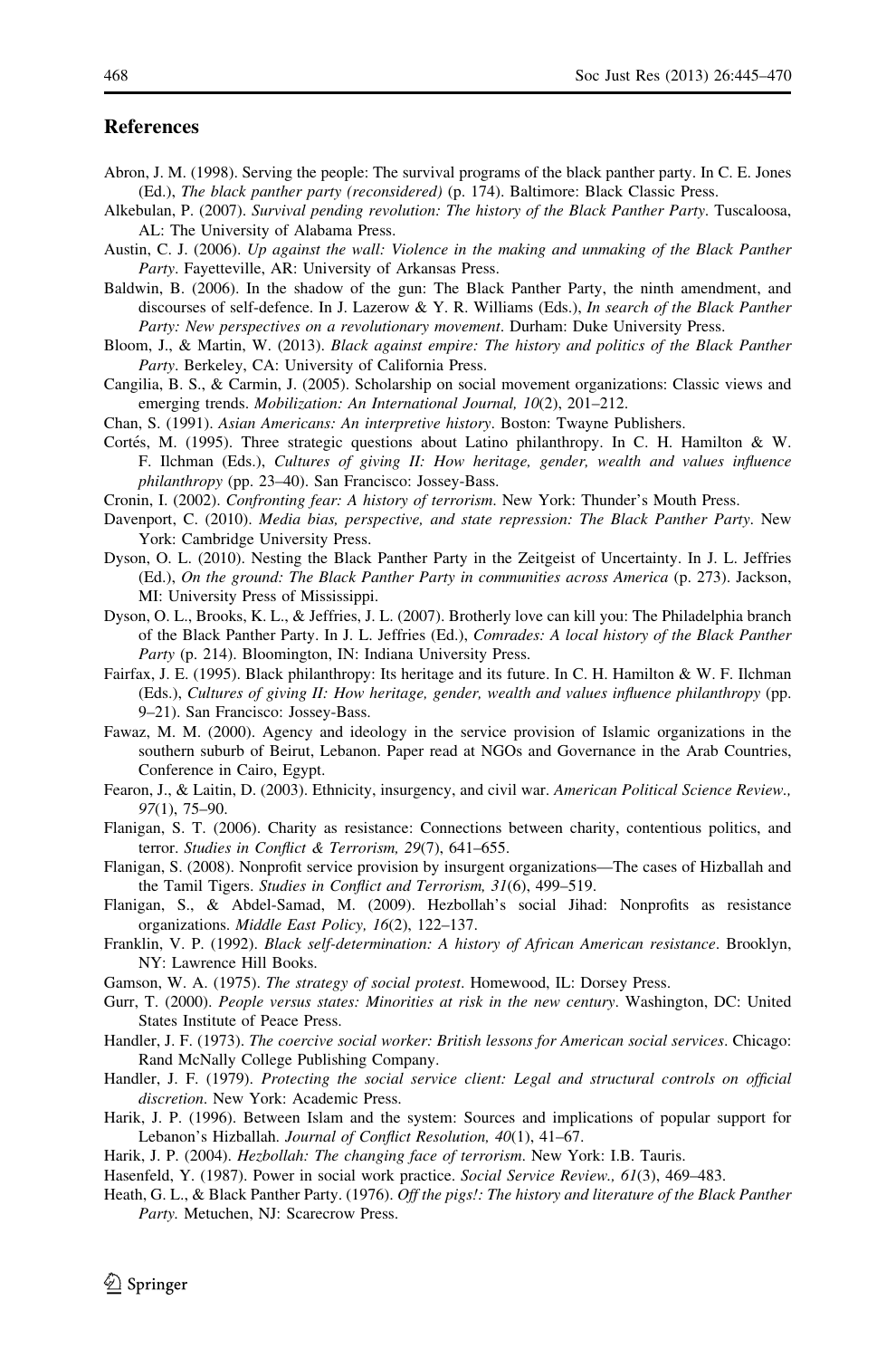## References

Abron, J. M. (1998). Serving the people: The survival programs of the black panther party. In C. E. Jones (Ed.), *The black panther party (reconsidered)* (p. 174). Baltimore: Black Classic Press.

Alkebulan, P. (2007). *Survival pending revolution: The history of the Black Panther Party*. Tuscaloosa, AL: The University of Alabama Press.

Austin, C. J. (2006). *Up against the wall: Violence in the making and unmaking of the Black Panther Party*. Fayetteville, AR: University of Arkansas Press.

Baldwin, B. (2006). In the shadow of the gun: The Black Panther Party, the ninth amendment, and discourses of self-defence. In J. Lazerow & Y. R. Williams (Eds.), *In search of the Black Panther Party: New perspectives on a revolutionary movement*. Durham: Duke University Press.

Bloom, J., & Martin, W. (2013). *Black against empire: The history and politics of the Black Panther Party*. Berkeley, CA: University of California Press.

Cangilia, B. S., & Carmin, J. (2005). Scholarship on social movement organizations: Classic views and emerging trends. *Mobilization: An International Journal, 10*(2), 201–212.

Chan, S. (1991). *Asian Americans: An interpretive history*. Boston: Twayne Publishers.

Cortés, M. (1995). Three strategic questions about Latino philanthropy. In C. H. Hamilton & W. F. Ilchman (Eds.), *Cultures of giving II: How heritage, gender, wealth and values influence philanthropy* (pp. 23–40). San Francisco: Jossey-Bass.

Cronin, I. (2002). *Confronting fear: A history of terrorism*. New York: Thunder's Mouth Press.

Davenport, C. (2010). *Media bias, perspective, and state repression: The Black Panther Party*. New York: Cambridge University Press.

Dyson, O. L. (2010). Nesting the Black Panther Party in the Zeitgeist of Uncertainty. In J. L. Jeffries (Ed.), *On the ground: The Black Panther Party in communities across America* (p. 273). Jackson, MI: University Press of Mississippi.

Dyson, O. L., Brooks, K. L., & Jeffries, J. L. (2007). Brotherly love can kill you: The Philadelphia branch of the Black Panther Party. In J. L. Jeffries (Ed.), *Comrades: A local history of the Black Panther Party* (p. 214). Bloomington, IN: Indiana University Press.

Fairfax, J. E. (1995). Black philanthropy: Its heritage and its future. In C. H. Hamilton & W. F. Ilchman (Eds.), *Cultures of giving II: How heritage, gender, wealth and values influence philanthropy* (pp. 9–21). San Francisco: Jossey-Bass.

Fawaz, M. M. (2000). Agency and ideology in the service provision of Islamic organizations in the southern suburb of Beirut, Lebanon. Paper read at NGOs and Governance in the Arab Countries, Conference in Cairo, Egypt.

Fearon, J., & Laitin, D. (2003). Ethnicity, insurgency, and civil war. *American Political Science Review., 97*(1), 75–90.

Flanigan, S. T. (2006). Charity as resistance: Connections between charity, contentious politics, and terror. *Studies in Conflict & Terrorism, 29*(7), 641–655.

Flanigan, S. (2008). Nonprofit service provision by insurgent organizations—The cases of Hizballah and the Tamil Tigers. *Studies in Conflict and Terrorism, 31*(6), 499–519.

Flanigan, S., & Abdel-Samad, M. (2009). Hezbollah's social Jihad: Nonprofits as resistance organizations. *Middle East Policy, 16*(2), 122–137.

Franklin, V. P. (1992). *Black self-determination: A history of African American resistance*. Brooklyn, NY: Lawrence Hill Books.

Gamson, W. A. (1975). *The strategy of social protest*. Homewood, IL: Dorsey Press.

Gurr, T. (2000). *People versus states: Minorities at risk in the new century*. Washington, DC: United States Institute of Peace Press.

Handler, J. F. (1973). *The coercive social worker: British lessons for American social services*. Chicago: Rand McNally College Publishing Company.

Handler, J. F. (1979). *Protecting the social service client: Legal and structural controls on official discretion*. New York: Academic Press.

Harik, J. P. (1996). Between Islam and the system: Sources and implications of popular support for Lebanon's Hizballah. *Journal of Conflict Resolution, 40*(1), 41–67.

Harik, J. P. (2004). *Hezbollah: The changing face of terrorism*. New York: I.B. Tauris.

Hasenfeld, Y. (1987). Power in social work practice. *Social Service Review., 61*(3), 469–483.

Heath, G. L., & Black Panther Party. (1976). *Off the pigs!: The history and literature of the Black Panther Party*. Metuchen, NJ: Scarecrow Press.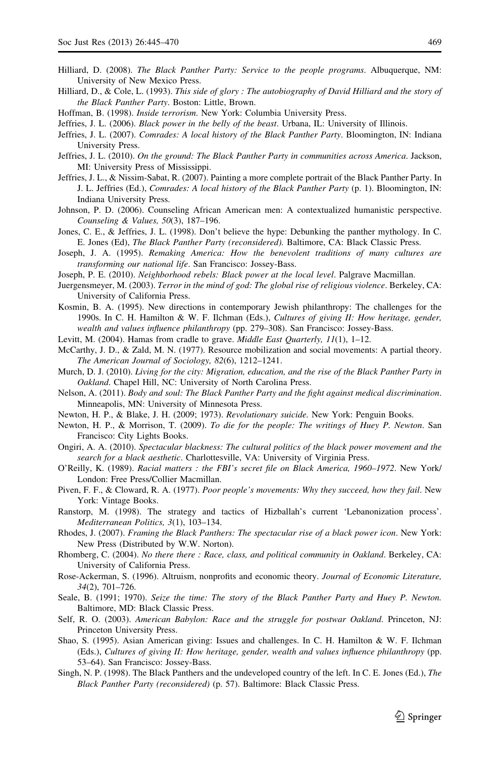Hilliard, D. (2008). *The Black Panther Party: Service to the people programs*. Albuquerque, NM: University of New Mexico Press.

Hilliard, D., & Cole, L. (1993). *This side of glory : The autobiography of David Hilliard and the story of the Black Panther Party*. Boston: Little, Brown.

Hoffman, B. (1998). *Inside terrorism*. New York: Columbia University Press.

Jeffries, J. L. (2006). *Black power in the belly of the beast*. Urbana, IL: University of Illinois.

Jeffries, J. L. (2007). *Comrades: A local history of the Black Panther Party*. Bloomington, IN: Indiana University Press.

Jeffries, J. L. (2010). *On the ground: The Black Panther Party in communities across America*. Jackson, MI: University Press of Mississippi.

Jeffries, J. L., & Nissim-Sabat, R. (2007). Painting a more complete portrait of the Black Panther Party. In J. L. Jeffries (Ed.), *Comrades: A local history of the Black Panther Party* (p. 1). Bloomington, IN: Indiana University Press.

Johnson, P. D. (2006). Counseling African American men: A contextualized humanistic perspective. *Counseling & Values, 50*(3), 187–196.

Jones, C. E., & Jeffries, J. L. (1998). Don't believe the hype: Debunking the panther mythology. In C. E. Jones (Ed), *The Black Panther Party (reconsidered)*. Baltimore, CA: Black Classic Press.

Joseph, J. A. (1995). *Remaking America: How the benevolent traditions of many cultures are transforming our national life*. San Francisco: Jossey-Bass.

Joseph, P. E. (2010). *Neighborhood rebels: Black power at the local level*. Palgrave Macmillan.

Juergensmeyer, M. (2003). *Terror in the mind of god: The global rise of religious violence*. Berkeley, CA: University of California Press.

Kosmin, B. A. (1995). New directions in contemporary Jewish philanthropy: The challenges for the 1990s. In C. H. Hamilton & W. F. Ilchman (Eds.), *Cultures of giving II: How heritage, gender, wealth and values influence philanthropy* (pp. 279–308). San Francisco: Jossey-Bass.

Levitt, M. (2004). Hamas from cradle to grave. *Middle East Quarterly, 11*(1), 1–12.

McCarthy, J. D., & Zald, M. N. (1977). Resource mobilization and social movements: A partial theory. *The American Journal of Sociology, 82*(6), 1212–1241.

Murch, D. J. (2010). *Living for the city: Migration, education, and the rise of the Black Panther Party in Oakland*. Chapel Hill, NC: University of North Carolina Press.

Nelson, A. (2011). *Body and soul: The Black Panther Party and the fight against medical discrimination*. Minneapolis, MN: University of Minnesota Press.

Newton, H. P., & Blake, J. H. (2009; 1973). *Revolutionary suicide*. New York: Penguin Books.

Newton, H. P., & Morrison, T. (2009). *To die for the people: The writings of Huey P. Newton*. San Francisco: City Lights Books.

Ongiri, A. A. (2010). *Spectacular blackness: The cultural politics of the black power movement and the search for a black aesthetic*. Charlottesville, VA: University of Virginia Press.

O'Reilly, K. (1989). *Racial matters : the FBI's secret file on Black America, 1960–1972*. New York/London: Free Press/Collier Macmillan.

Piven, F. F., & Cloward, R. A. (1977). *Poor people's movements: Why they succeed, how they fail*. New York: Vintage Books.

Ranstorp, M. (1998). The strategy and tactics of Hizballah's current 'Lebanonization process'. *Mediterranean Politics, 3*(1), 103–134.

Rhodes, J. (2007). *Framing the Black Panthers: The spectacular rise of a black power icon*. New York: New Press (Distributed by W.W. Norton).

Rhomberg, C. (2004). *No there there : Race, class, and political community in Oakland*. Berkeley, CA: University of California Press.

Rose-Ackerman, S. (1996). Altruism, nonprofits and economic theory. *Journal of Economic Literature, 34*(2), 701–726.

Seale, B. (1991; 1970). *Seize the time: The story of the Black Panther Party and Huey P. Newton.* Baltimore, MD: Black Classic Press.

Self, R. O. (2003). *American Babylon: Race and the struggle for postwar Oakland*. Princeton, NJ: Princeton University Press.

Shao, S. (1995). Asian American giving: Issues and challenges. In C. H. Hamilton & W. F. Ilchman (Eds.), *Cultures of giving II: How heritage, gender, wealth and values influence philanthropy* (pp. 53–64). San Francisco: Jossey-Bass.

Singh, N. P. (1998). The Black Panthers and the undeveloped country of the left. In C. E. Jones (Ed.), *The Black Panther Party (reconsidered)* (p. 57). Baltimore: Black Classic Press.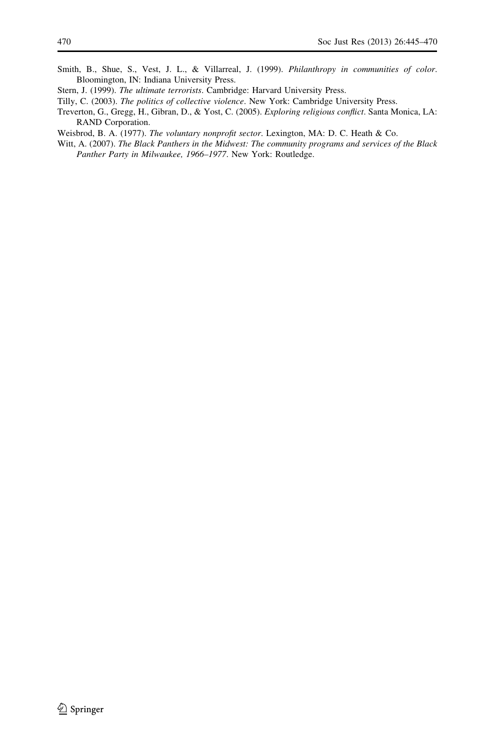Smith, B., Shue, S., Vest, J. L., & Villarreal, J. (1999). *Philanthropy in communities of color*. Bloomington, IN: Indiana University Press.

Stern, J. (1999). *The ultimate terrorists*. Cambridge: Harvard University Press.

Tilly, C. (2003). *The politics of collective violence*. New York: Cambridge University Press.

Treverton, G., Gregg, H., Gibran, D., & Yost, C. (2005). *Exploring religious conflict*. Santa Monica, LA: RAND Corporation.

Weisbrod, B. A. (1977). *The voluntary nonprofit sector*. Lexington, MA: D. C. Heath & Co.

Witt, A. (2007). *The Black Panthers in the Midwest: The community programs and services of the Black Panther Party in Milwaukee, 1966–1977*. New York: Routledge.